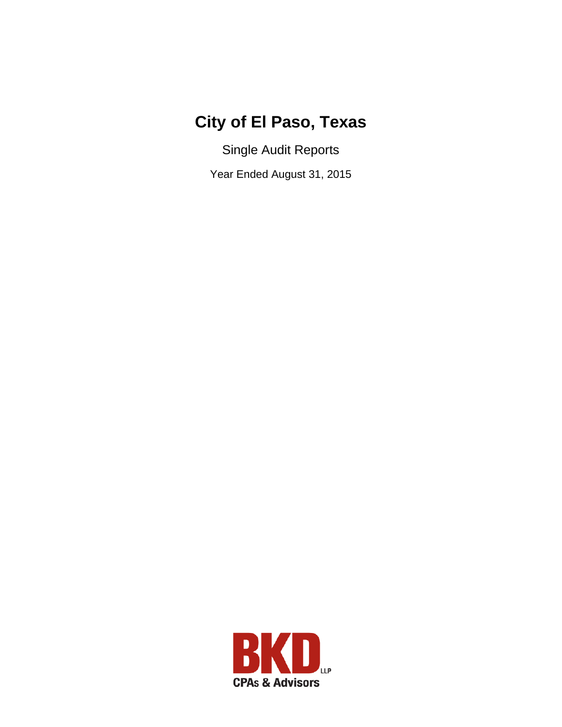# City of El Paso, Texas

Single Audit Reports

Year Ended August 31, 2015

BKD LLP

CPAs & Advisors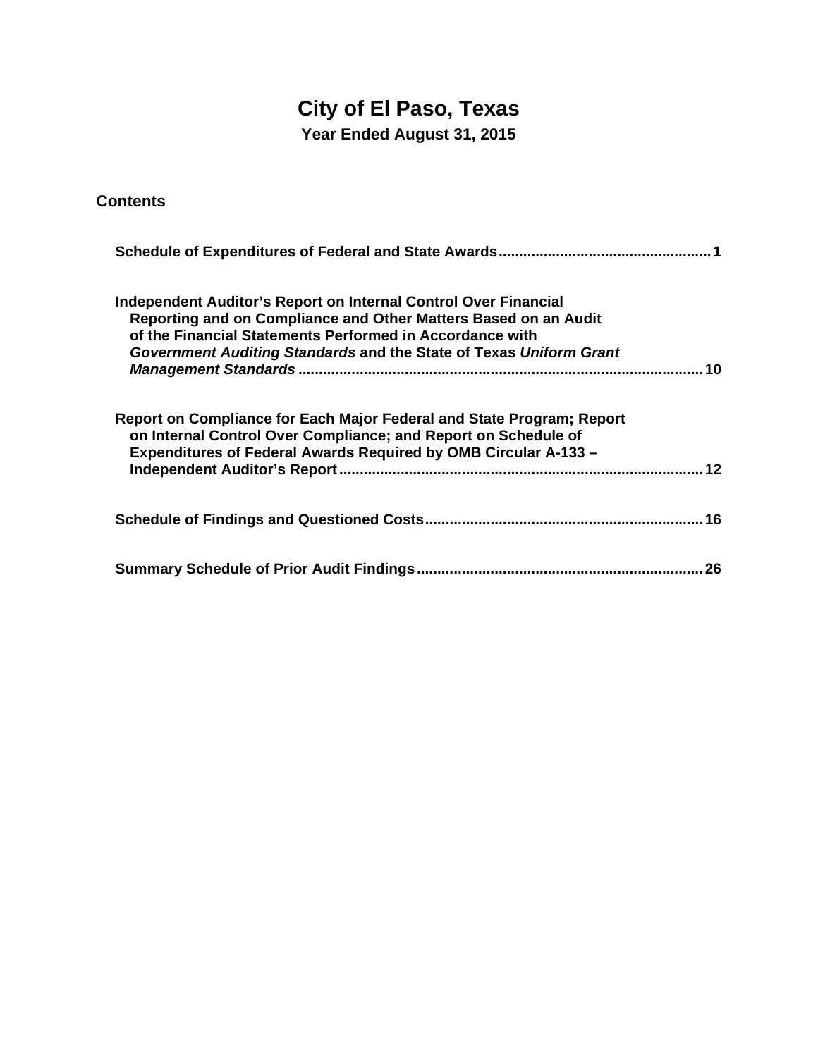# City of El Paso, Texas

**Year Ended August 31, 2015**

## Contents

**Schedule of Expenditures of Federal and State Awards** .................................................... 1

**Independent Auditor's Report on Internal Control Over Financial Reporting and on Compliance and Other Matters Based on an Audit of the Financial Statements Performed in Accordance with *Government Auditing Standards* and the State of Texas *Uniform Grant Management Standards*** .................................................................................................. 10

**Report on Compliance for Each Major Federal and State Program; Report on Internal Control Over Compliance; and Report on Schedule of Expenditures of Federal Awards Required by OMB Circular A-133 – Independent Auditor's Report** ........................................................................................ 12

**Schedule of Findings and Questioned Costs** ................................................................... 16

**Summary Schedule of Prior Audit Findings** ..................................................................... 26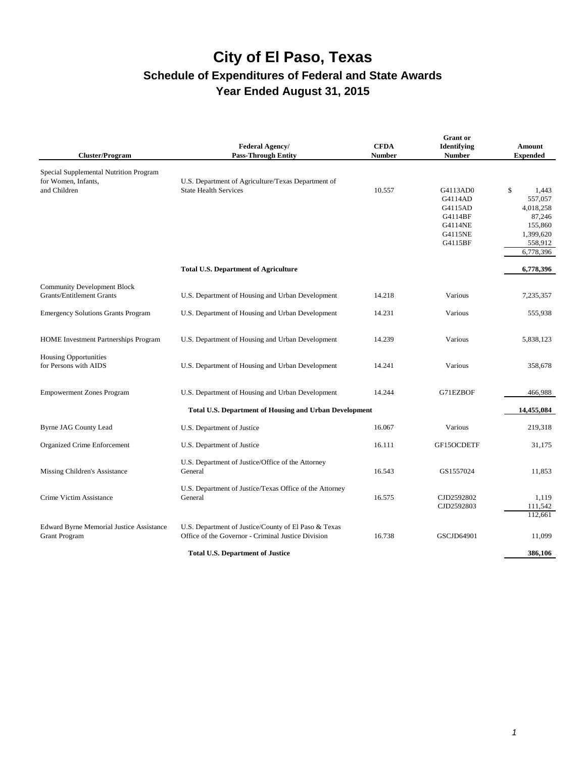# City of El Paso, Texas

## Schedule of Expenditures of Federal and State Awards

## Year Ended August 31, 2015

| Cluster/Program | Federal Agency/ Pass-Through Entity | CFDA Number | Grant or Identifying Number | Amount Expended |
|---|---|---|---|---|
| Special Supplemental Nutrition Program for Women, Infants, and Children | U.S. Department of Agriculture/Texas Department of State Health Services | 10.557 | G4113AD0 | $ 1,443 |
| | | | G4114AD | 557,057 |
| | | | G4115AD | 4,018,258 |
| | | | G4114BF | 87,246 |
| | | | G4114NE | 155,860 |
| | | | G4115NE | 1,399,620 |
| | | | G4115BF | 558,912 |
| | | | | 6,778,396 |
| | **Total U.S. Department of Agriculture** | | | **6,778,396** |
| Community Development Block Grants/Entitlement Grants | U.S. Department of Housing and Urban Development | 14.218 | Various | 7,235,357 |
| Emergency Solutions Grants Program | U.S. Department of Housing and Urban Development | 14.231 | Various | 555,938 |
| HOME Investment Partnerships Program | U.S. Department of Housing and Urban Development | 14.239 | Various | 5,838,123 |
| Housing Opportunities for Persons with AIDS | U.S. Department of Housing and Urban Development | 14.241 | Various | 358,678 |
| Empowerment Zones Program | U.S. Department of Housing and Urban Development | 14.244 | G71EZBOF | 466,988 |
| | **Total U.S. Department of Housing and Urban Development** | | | **14,455,084** |
| Byrne JAG County Lead | U.S. Department of Justice | 16.067 | Various | 219,318 |
| Organized Crime Enforcement | U.S. Department of Justice | 16.111 | GF15OCDETF | 31,175 |
| Missing Children's Assistance | U.S. Department of Justice/Office of the Attorney General | 16.543 | GS1557024 | 11,853 |
| Crime Victim Assistance | U.S. Department of Justice/Texas Office of the Attorney General | 16.575 | CJD2592802 | 1,119 |
| | | | CJD2592803 | 111,542 |
| | | | | 112,661 |
| Edward Byrne Memorial Justice Assistance Grant Program | U.S. Department of Justice/County of El Paso & Texas Office of the Governor - Criminal Justice Division | 16.738 | GSCJD64901 | 11,099 |
| | **Total U.S. Department of Justice** | | | **386,106** |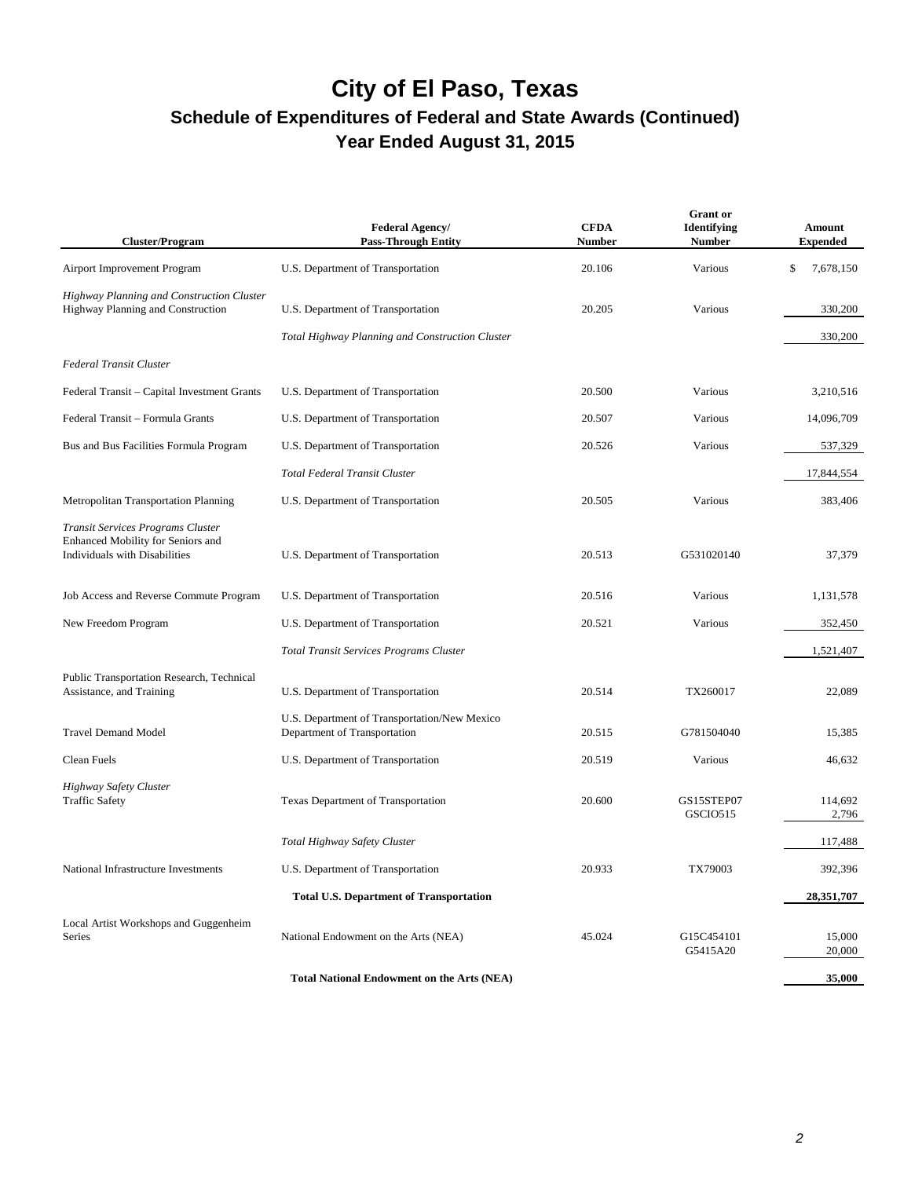# City of El Paso, Texas

## Schedule of Expenditures of Federal and State Awards (Continued)

## Year Ended August 31, 2015

| Cluster/Program | Federal Agency/ Pass-Through Entity | CFDA Number | Grant or Identifying Number | Amount Expended |
|---|---|---|---|---|
| Airport Improvement Program | U.S. Department of Transportation | 20.106 | Various | $ 7,678,150 |
| *Highway Planning and Construction Cluster* | | | | |
| Highway Planning and Construction | U.S. Department of Transportation | 20.205 | Various | 330,200 |
| | *Total Highway Planning and Construction Cluster* | | | 330,200 |
| *Federal Transit Cluster* | | | | |
| Federal Transit – Capital Investment Grants | U.S. Department of Transportation | 20.500 | Various | 3,210,516 |
| Federal Transit – Formula Grants | U.S. Department of Transportation | 20.507 | Various | 14,096,709 |
| Bus and Bus Facilities Formula Program | U.S. Department of Transportation | 20.526 | Various | 537,329 |
| | *Total Federal Transit Cluster* | | | 17,844,554 |
| Metropolitan Transportation Planning | U.S. Department of Transportation | 20.505 | Various | 383,406 |
| *Transit Services Programs Cluster* | | | | |
| Enhanced Mobility for Seniors and Individuals with Disabilities | U.S. Department of Transportation | 20.513 | G531020140 | 37,379 |
| Job Access and Reverse Commute Program | U.S. Department of Transportation | 20.516 | Various | 1,131,578 |
| New Freedom Program | U.S. Department of Transportation | 20.521 | Various | 352,450 |
| | *Total Transit Services Programs Cluster* | | | 1,521,407 |
| Public Transportation Research, Technical Assistance, and Training | U.S. Department of Transportation | 20.514 | TX260017 | 22,089 |
| Travel Demand Model | U.S. Department of Transportation/New Mexico Department of Transportation | 20.515 | G781504040 | 15,385 |
| Clean Fuels | U.S. Department of Transportation | 20.519 | Various | 46,632 |
| *Highway Safety Cluster* | | | | |
| Traffic Safety | Texas Department of Transportation | 20.600 | GS15STEP07 | 114,692 |
| | | | GSCIO515 | 2,796 |
| | *Total Highway Safety Cluster* | | | 117,488 |
| National Infrastructure Investments | U.S. Department of Transportation | 20.933 | TX79003 | 392,396 |
| | **Total U.S. Department of Transportation** | | | **28,351,707** |
| Local Artist Workshops and Guggenheim Series | National Endowment on the Arts (NEA) | 45.024 | G15C454101 | 15,000 |
| | | | G5415A20 | 20,000 |
| | **Total National Endowment on the Arts (NEA)** | | | **35,000** |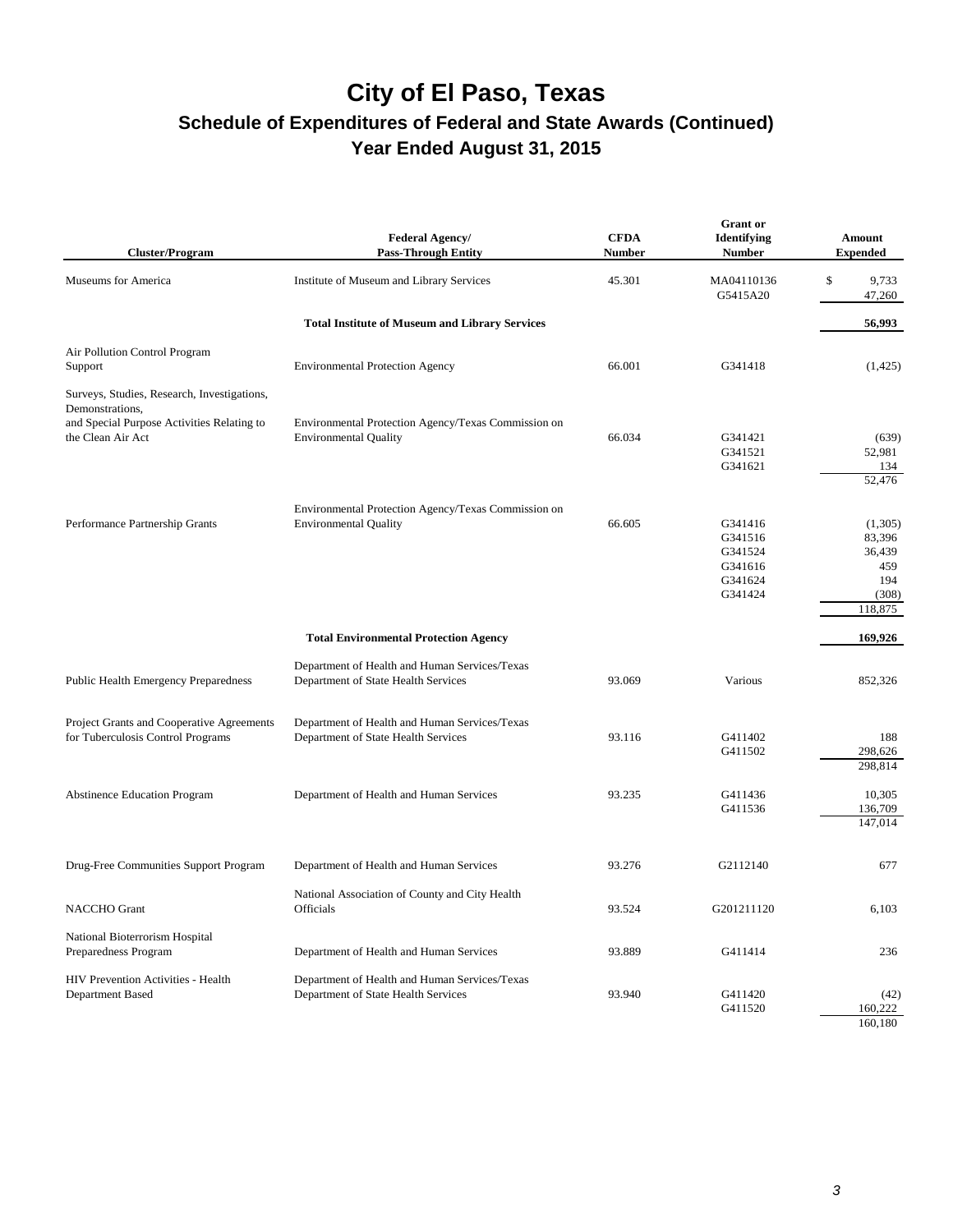# City of El Paso, Texas

## Schedule of Expenditures of Federal and State Awards (Continued)

## Year Ended August 31, 2015

| Cluster/Program | Federal Agency/ Pass-Through Entity | CFDA Number | Grant or Identifying Number | Amount Expended |
|---|---|---|---|---|
| Museums for America | Institute of Museum and Library Services | 45.301 | MA04110136 | $ 9,733 |
| | | | G5415A20 | 47,260 |
| | **Total Institute of Museum and Library Services** | | | **56,993** |
| Air Pollution Control Program Support | Environmental Protection Agency | 66.001 | G341418 | (1,425) |
| Surveys, Studies, Research, Investigations, Demonstrations, and Special Purpose Activities Relating to the Clean Air Act | Environmental Protection Agency/Texas Commission on Environmental Quality | 66.034 | G341421 | (639) |
| | | | G341521 | 52,981 |
| | | | G341621 | 134 |
| | | | | 52,476 |
| Performance Partnership Grants | Environmental Protection Agency/Texas Commission on Environmental Quality | 66.605 | G341416 | (1,305) |
| | | | G341516 | 83,396 |
| | | | G341524 | 36,439 |
| | | | G341616 | 459 |
| | | | G341624 | 194 |
| | | | G341424 | (308) |
| | | | | 118,875 |
| | **Total Environmental Protection Agency** | | | **169,926** |
| Public Health Emergency Preparedness | Department of Health and Human Services/Texas Department of State Health Services | 93.069 | Various | 852,326 |
| Project Grants and Cooperative Agreements for Tuberculosis Control Programs | Department of Health and Human Services/Texas Department of State Health Services | 93.116 | G411402 | 188 |
| | | | G411502 | 298,626 |
| | | | | 298,814 |
| Abstinence Education Program | Department of Health and Human Services | 93.235 | G411436 | 10,305 |
| | | | G411536 | 136,709 |
| | | | | 147,014 |
| Drug-Free Communities Support Program | Department of Health and Human Services | 93.276 | G2112140 | 677 |
| NACCHO Grant | National Association of County and City Health Officials | 93.524 | G201211120 | 6,103 |
| National Bioterrorism Hospital Preparedness Program | Department of Health and Human Services | 93.889 | G411414 | 236 |
| HIV Prevention Activities - Health Department Based | Department of Health and Human Services/Texas Department of State Health Services | 93.940 | G411420 | (42) |
| | | | G411520 | 160,222 |
| | | | | 160,180 |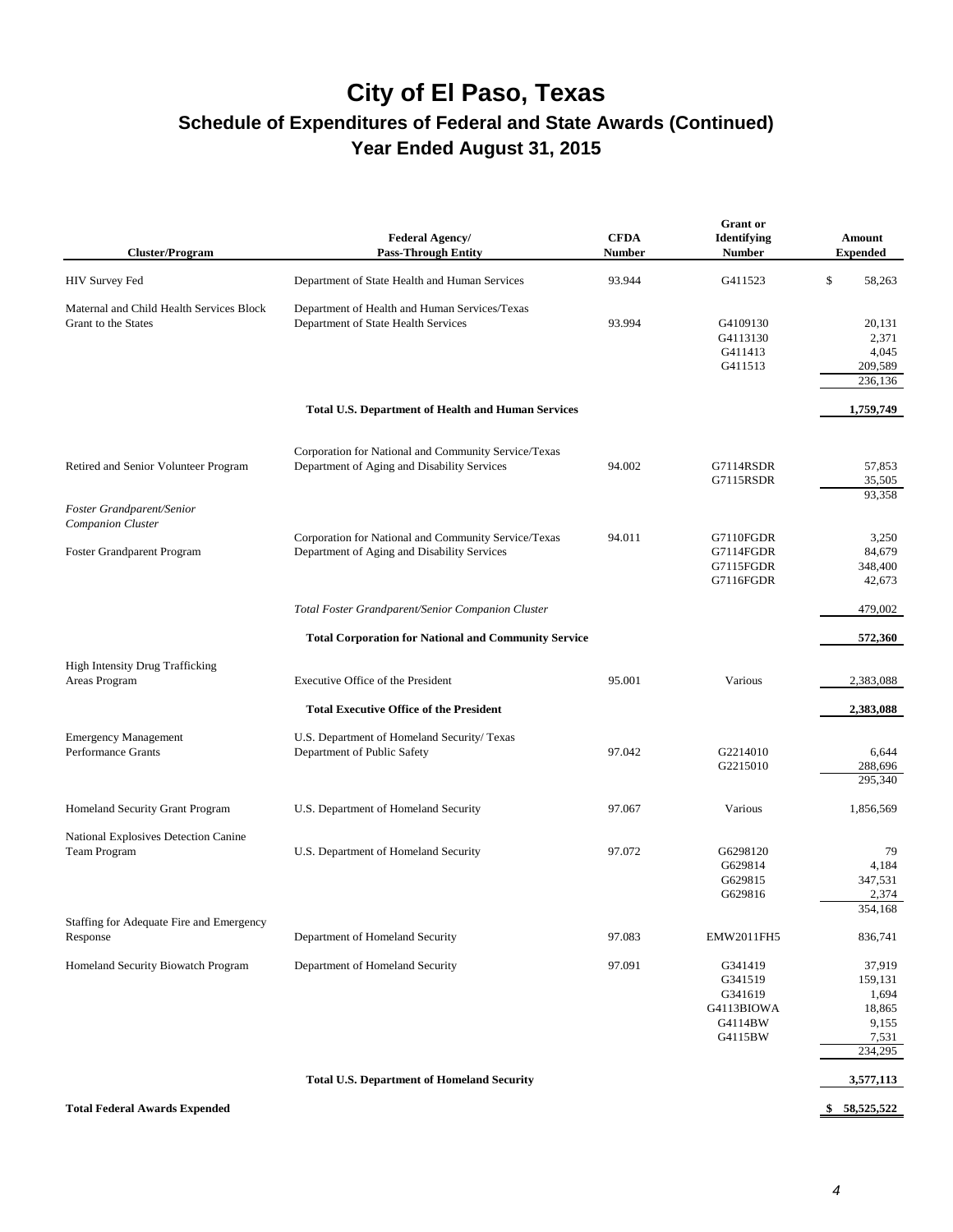# City of El Paso, Texas

## Schedule of Expenditures of Federal and State Awards (Continued)

## Year Ended August 31, 2015

| Cluster/Program | Federal Agency/ Pass-Through Entity | CFDA Number | Grant or Identifying Number | Amount Expended |
|---|---|---|---|---|
| HIV Survey Fed | Department of State Health and Human Services | 93.944 | G411523 | $ 58,263 |
| Maternal and Child Health Services Block Grant to the States | Department of Health and Human Services/Texas Department of State Health Services | 93.994 | G4109130 | 20,131 |
| | | | G4113130 | 2,371 |
| | | | G411413 | 4,045 |
| | | | G411513 | 209,589 |
| | | | | 236,136 |
| | **Total U.S. Department of Health and Human Services** | | | **1,759,749** |
| Retired and Senior Volunteer Program | Corporation for National and Community Service/Texas Department of Aging and Disability Services | 94.002 | G7114RSDR | 57,853 |
| | | | G7115RSDR | 35,505 |
| | | | | 93,358 |
| *Foster Grandparent/Senior Companion Cluster* | | | | |
| Foster Grandparent Program | Corporation for National and Community Service/Texas Department of Aging and Disability Services | 94.011 | G7110FGDR | 3,250 |
| | | | G7114FGDR | 84,679 |
| | | | G7115FGDR | 348,400 |
| | | | G7116FGDR | 42,673 |
| | *Total Foster Grandparent/Senior Companion Cluster* | | | 479,002 |
| | **Total Corporation for National and Community Service** | | | **572,360** |
| High Intensity Drug Trafficking Areas Program | Executive Office of the President | 95.001 | Various | 2,383,088 |
| | **Total Executive Office of the President** | | | **2,383,088** |
| Emergency Management Performance Grants | U.S. Department of Homeland Security/ Texas Department of Public Safety | 97.042 | G2214010 | 6,644 |
| | | | G2215010 | 288,696 |
| | | | | 295,340 |
| Homeland Security Grant Program | U.S. Department of Homeland Security | 97.067 | Various | 1,856,569 |
| National Explosives Detection Canine Team Program | U.S. Department of Homeland Security | 97.072 | G6298120 | 79 |
| | | | G629814 | 4,184 |
| | | | G629815 | 347,531 |
| | | | G629816 | 2,374 |
| | | | | 354,168 |
| Staffing for Adequate Fire and Emergency Response | Department of Homeland Security | 97.083 | EMW2011FH5 | 836,741 |
| Homeland Security Biowatch Program | Department of Homeland Security | 97.091 | G341419 | 37,919 |
| | | | G341519 | 159,131 |
| | | | G341619 | 1,694 |
| | | | G4113BIOWA | 18,865 |
| | | | G4114BW | 9,155 |
| | | | G4115BW | 7,531 |
| | | | | 234,295 |
| | **Total U.S. Department of Homeland Security** | | | **3,577,113** |
| **Total Federal Awards Expended** | | | | **$ 58,525,522** |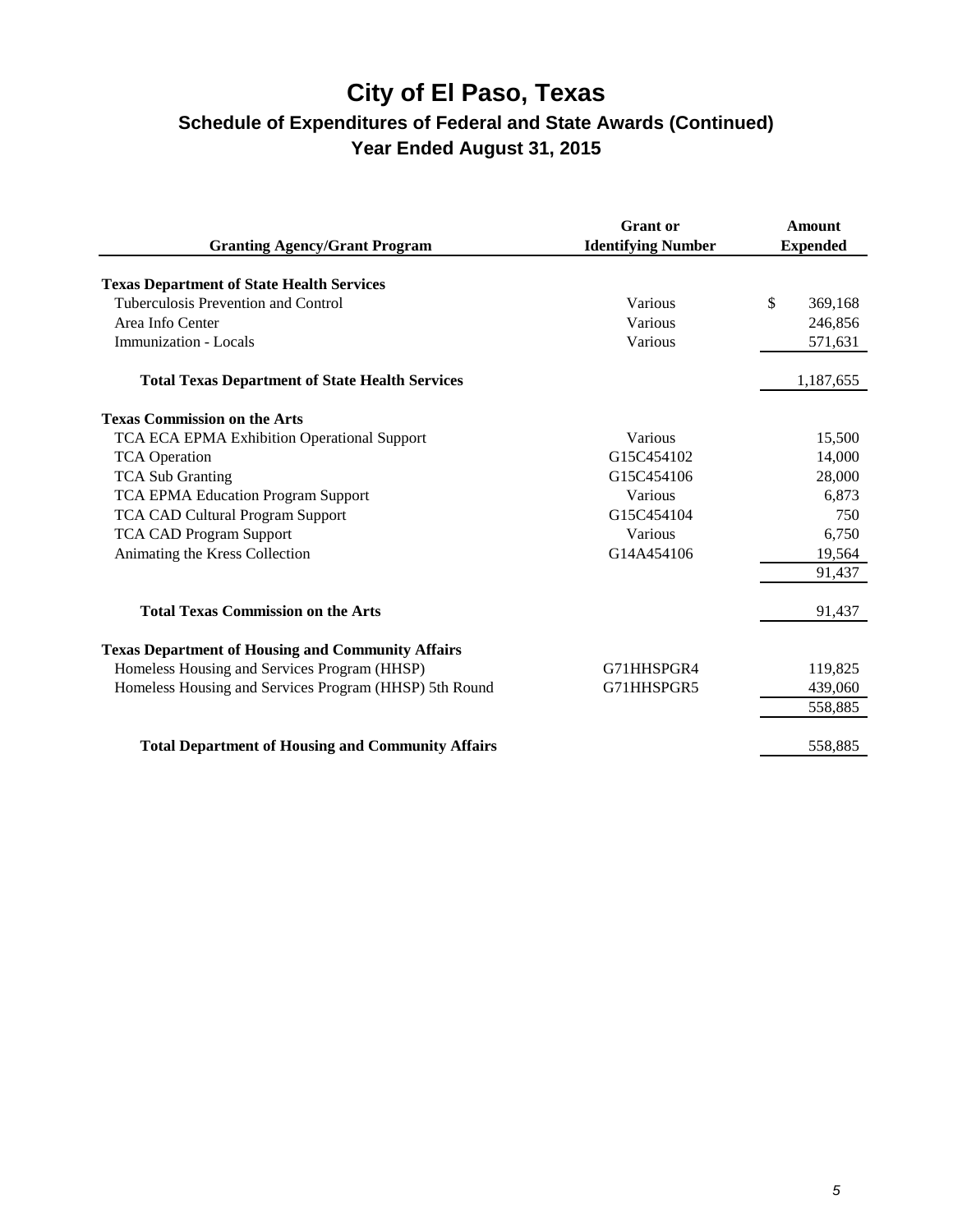# City of El Paso, Texas

## Schedule of Expenditures of Federal and State Awards (Continued)

## Year Ended August 31, 2015

| Granting Agency/Grant Program | Grant or Identifying Number | Amount Expended |
|---|---|---|
| **Texas Department of State Health Services** | | |
| Tuberculosis Prevention and Control | Various | $ 369,168 |
| Area Info Center | Various | 246,856 |
| Immunization - Locals | Various | 571,631 |
| **Total Texas Department of State Health Services** | | 1,187,655 |
| **Texas Commission on the Arts** | | |
| TCA ECA EPMA Exhibition Operational Support | Various | 15,500 |
| TCA Operation | G15C454102 | 14,000 |
| TCA Sub Granting | G15C454106 | 28,000 |
| TCA EPMA Education Program Support | Various | 6,873 |
| TCA CAD Cultural Program Support | G15C454104 | 750 |
| TCA CAD Program Support | Various | 6,750 |
| Animating the Kress Collection | G14A454106 | 19,564 |
| | | 91,437 |
| **Total Texas Commission on the Arts** | | 91,437 |
| **Texas Department of Housing and Community Affairs** | | |
| Homeless Housing and Services Program (HHSP) | G71HHSPGR4 | 119,825 |
| Homeless Housing and Services Program (HHSP) 5th Round | G71HHSPGR5 | 439,060 |
| | | 558,885 |
| **Total Department of Housing and Community Affairs** | | 558,885 |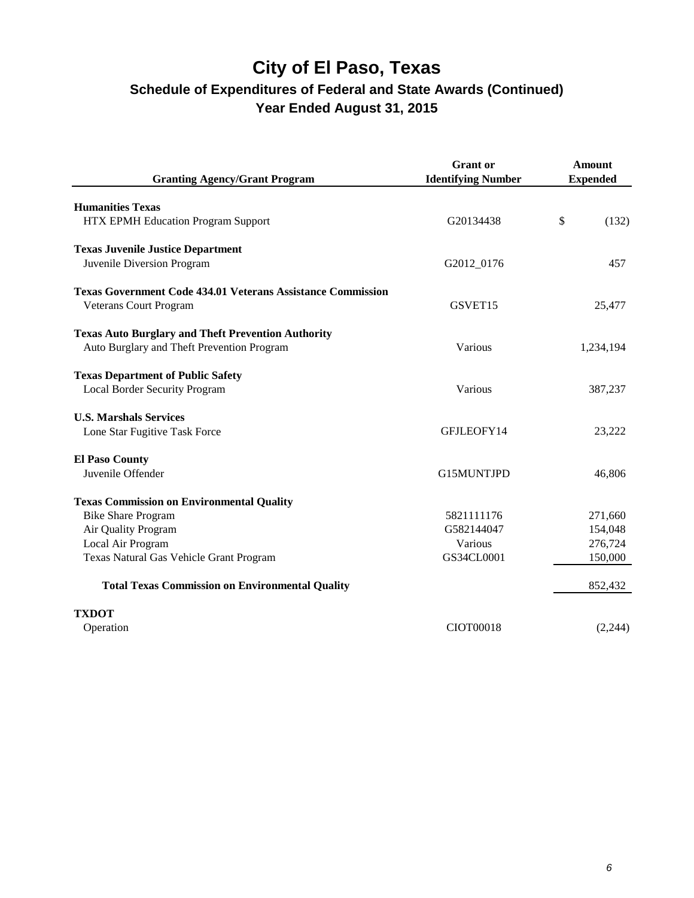# City of El Paso, Texas

## Schedule of Expenditures of Federal and State Awards (Continued)

### Year Ended August 31, 2015

| Granting Agency/Grant Program | Grant or Identifying Number | Amount Expended |
|---|---|---|
| **Humanities Texas** | | |
| HTX EPMH Education Program Support | G20134438 | $ (132) |
| **Texas Juvenile Justice Department** | | |
| Juvenile Diversion Program | G2012_0176 | 457 |
| **Texas Government Code 434.01 Veterans Assistance Commission** | | |
| Veterans Court Program | GSVET15 | 25,477 |
| **Texas Auto Burglary and Theft Prevention Authority** | | |
| Auto Burglary and Theft Prevention Program | Various | 1,234,194 |
| **Texas Department of Public Safety** | | |
| Local Border Security Program | Various | 387,237 |
| **U.S. Marshals Services** | | |
| Lone Star Fugitive Task Force | GFJLEOFY14 | 23,222 |
| **El Paso County** | | |
| Juvenile Offender | G15MUNTJPD | 46,806 |
| **Texas Commission on Environmental Quality** | | |
| Bike Share Program | 5821111176 | 271,660 |
| Air Quality Program | G582144047 | 154,048 |
| Local Air Program | Various | 276,724 |
| Texas Natural Gas Vehicle Grant Program | GS34CL0001 | 150,000 |
| **Total Texas Commission on Environmental Quality** | | 852,432 |
| **TXDOT** | | |
| Operation | CIOT00018 | (2,244) |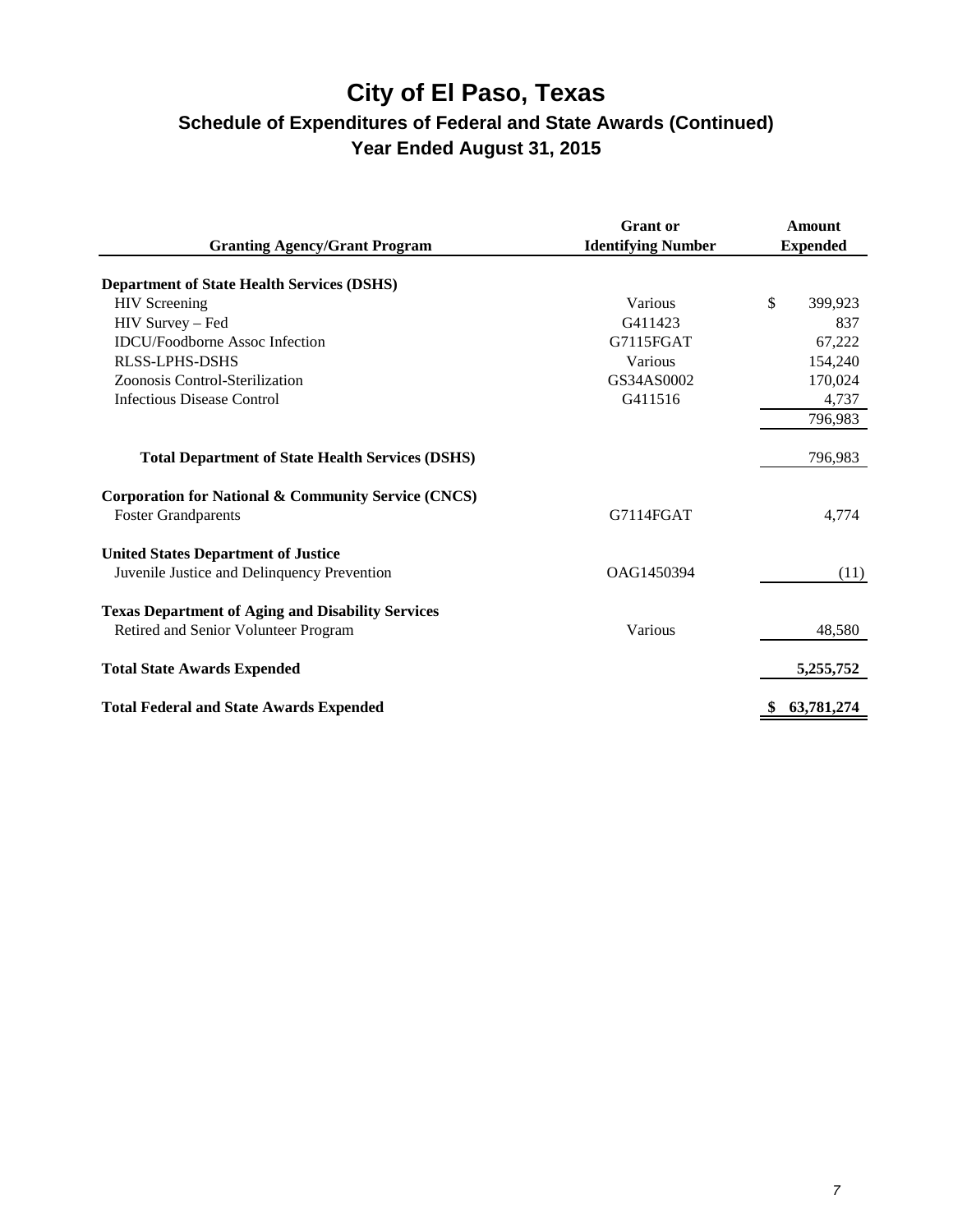# City of El Paso, Texas

## Schedule of Expenditures of Federal and State Awards (Continued)

### Year Ended August 31, 2015

| Granting Agency/Grant Program | Grant or Identifying Number | Amount Expended |
|---|---|---|
| **Department of State Health Services (DSHS)** | | |
| HIV Screening | Various | $ 399,923 |
| HIV Survey – Fed | G411423 | 837 |
| IDCU/Foodborne Assoc Infection | G7115FGAT | 67,222 |
| RLSS-LPHS-DSHS | Various | 154,240 |
| Zoonosis Control-Sterilization | GS34AS0002 | 170,024 |
| Infectious Disease Control | G411516 | 4,737 |
| | | 796,983 |
| **Total Department of State Health Services (DSHS)** | | 796,983 |
| **Corporation for National & Community Service (CNCS)** | | |
| Foster Grandparents | G7114FGAT | 4,774 |
| **United States Department of Justice** | | |
| Juvenile Justice and Delinquency Prevention | OAG1450394 | (11) |
| **Texas Department of Aging and Disability Services** | | |
| Retired and Senior Volunteer Program | Various | 48,580 |
| **Total State Awards Expended** | | **5,255,752** |
| **Total Federal and State Awards Expended** | | **$ 63,781,274** |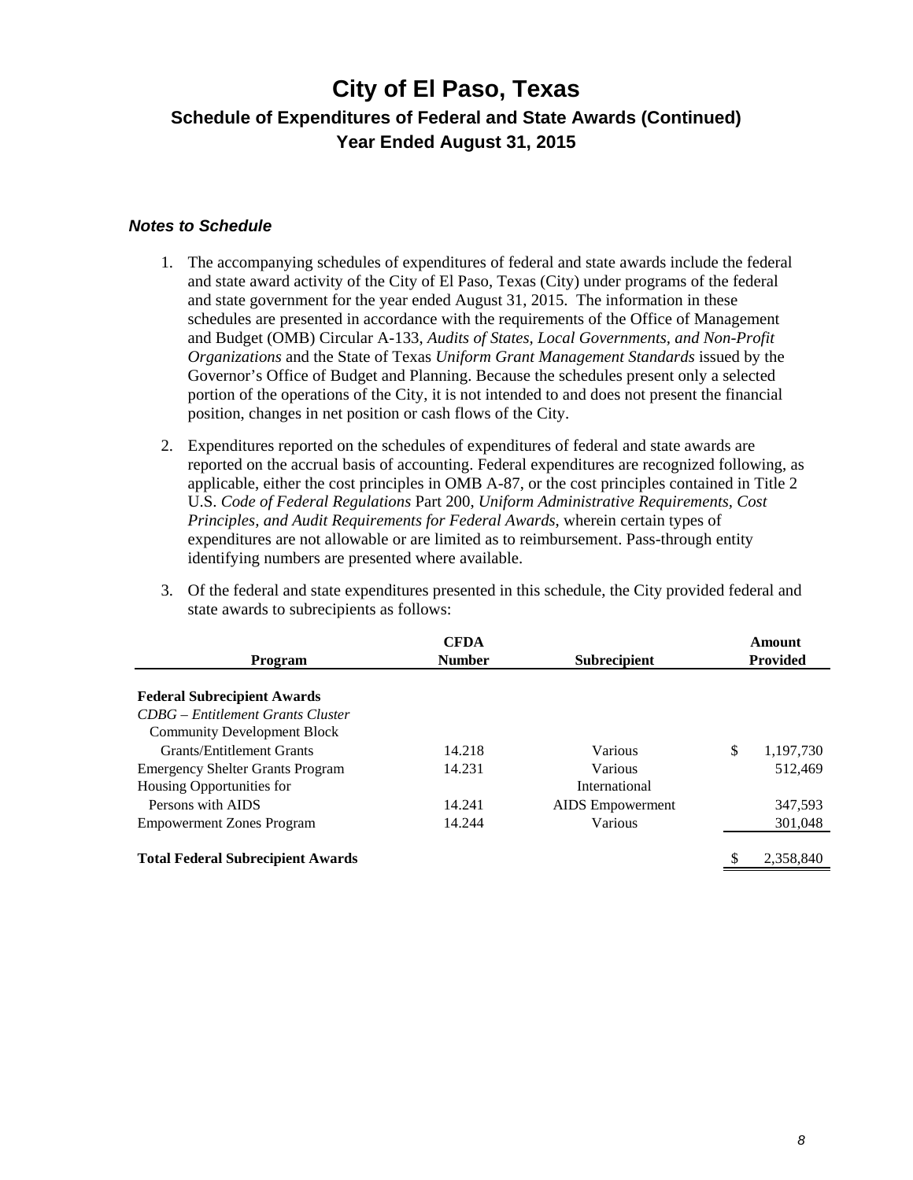# City of El Paso, Texas

## Schedule of Expenditures of Federal and State Awards (Continued)

## Year Ended August 31, 2015

### *Notes to Schedule*

1. The accompanying schedules of expenditures of federal and state awards include the federal and state award activity of the City of El Paso, Texas (City) under programs of the federal and state government for the year ended August 31, 2015. The information in these schedules are presented in accordance with the requirements of the Office of Management and Budget (OMB) Circular A-133, *Audits of States, Local Governments, and Non-Profit Organizations* and the State of Texas *Uniform Grant Management Standards* issued by the Governor's Office of Budget and Planning. Because the schedules present only a selected portion of the operations of the City, it is not intended to and does not present the financial position, changes in net position or cash flows of the City.

2. Expenditures reported on the schedules of expenditures of federal and state awards are reported on the accrual basis of accounting. Federal expenditures are recognized following, as applicable, either the cost principles in OMB A-87, or the cost principles contained in Title 2 U.S. *Code of Federal Regulations* Part 200, *Uniform Administrative Requirements, Cost Principles, and Audit Requirements for Federal Awards*, wherein certain types of expenditures are not allowable or are limited as to reimbursement. Pass-through entity identifying numbers are presented where available.

3. Of the federal and state expenditures presented in this schedule, the City provided federal and state awards to subrecipients as follows:

| Program | CFDA Number | Subrecipient | Amount Provided |
|---|---|---|---|
| **Federal Subrecipient Awards** | | | |
| *CDBG – Entitlement Grants Cluster* | | | |
| Community Development Block Grants/Entitlement Grants | 14.218 | Various | $ 1,197,730 |
| Emergency Shelter Grants Program | 14.231 | Various | 512,469 |
| Housing Opportunities for Persons with AIDS | 14.241 | International AIDS Empowerment | 347,593 |
| Empowerment Zones Program | 14.244 | Various | 301,048 |
| **Total Federal Subrecipient Awards** | | | $ 2,358,840 |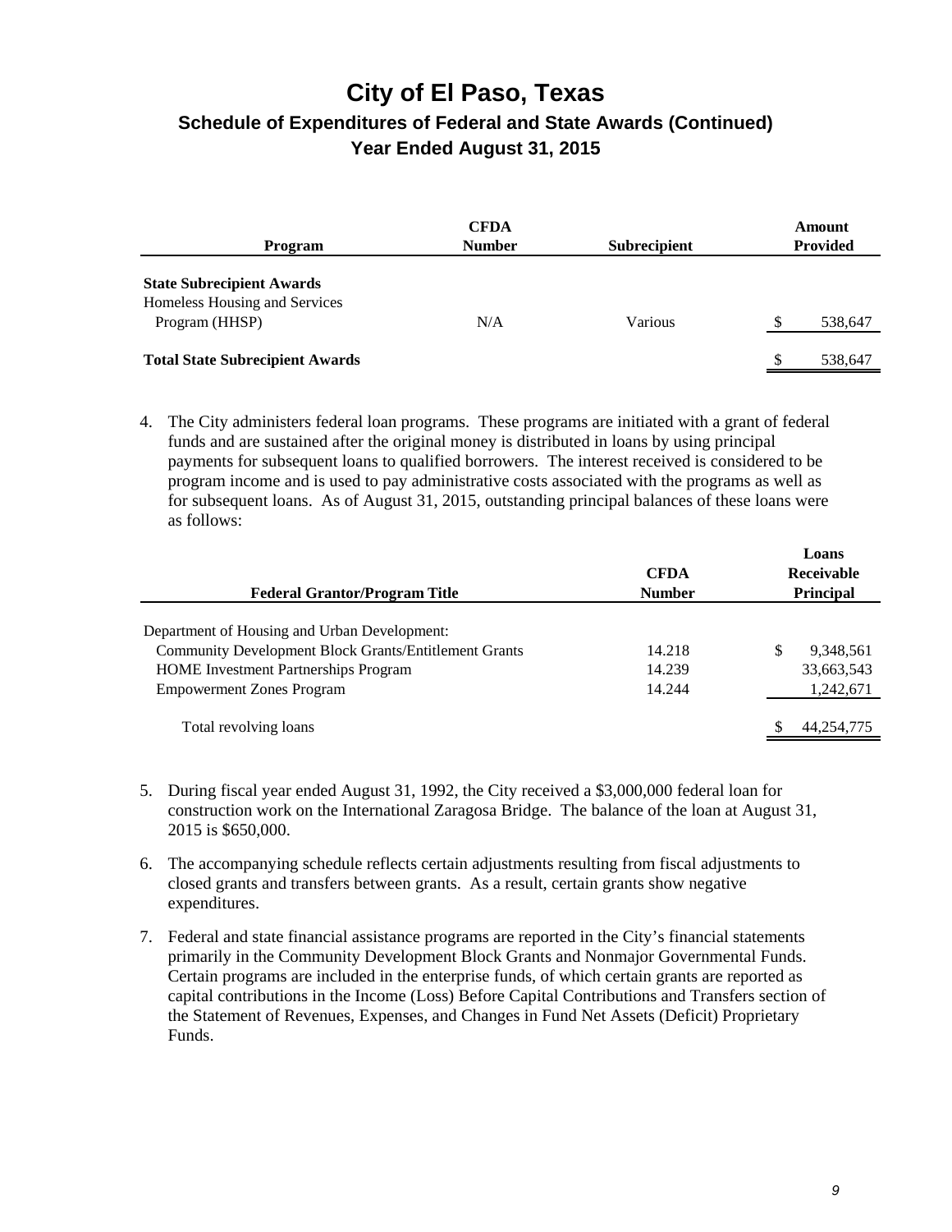# City of El Paso, Texas

## Schedule of Expenditures of Federal and State Awards (Continued)

### Year Ended August 31, 2015

| Program | CFDA Number | Subrecipient | Amount Provided |
|---|---|---|---|
| **State Subrecipient Awards** | | | |
| Homeless Housing and Services Program (HHSP) | N/A | Various | $ 538,647 |
| **Total State Subrecipient Awards** | | | $ 538,647 |

4. The City administers federal loan programs. These programs are initiated with a grant of federal funds and are sustained after the original money is distributed in loans by using principal payments for subsequent loans to qualified borrowers. The interest received is considered to be program income and is used to pay administrative costs associated with the programs as well as for subsequent loans. As of August 31, 2015, outstanding principal balances of these loans were as follows:

| Federal Grantor/Program Title | CFDA Number | Loans Receivable Principal |
|---|---|---|
| Department of Housing and Urban Development: | | |
| Community Development Block Grants/Entitlement Grants | 14.218 | $ 9,348,561 |
| HOME Investment Partnerships Program | 14.239 | 33,663,543 |
| Empowerment Zones Program | 14.244 | 1,242,671 |
| Total revolving loans | | $ 44,254,775 |

5. During fiscal year ended August 31, 1992, the City received a $3,000,000 federal loan for construction work on the International Zaragosa Bridge. The balance of the loan at August 31, 2015 is $650,000.

6. The accompanying schedule reflects certain adjustments resulting from fiscal adjustments to closed grants and transfers between grants. As a result, certain grants show negative expenditures.

7. Federal and state financial assistance programs are reported in the City's financial statements primarily in the Community Development Block Grants and Nonmajor Governmental Funds. Certain programs are included in the enterprise funds, of which certain grants are reported as capital contributions in the Income (Loss) Before Capital Contributions and Transfers section of the Statement of Revenues, Expenses, and Changes in Fund Net Assets (Deficit) Proprietary Funds.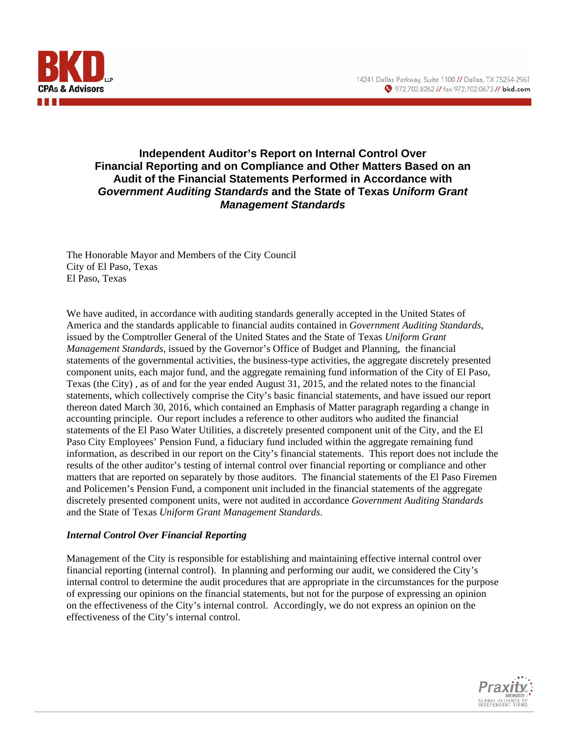## Independent Auditor's Report on Internal Control Over Financial Reporting and on Compliance and Other Matters Based on an Audit of the Financial Statements Performed in Accordance with *Government Auditing Standards* and the State of Texas *Uniform Grant Management Standards*

The Honorable Mayor and Members of the City Council
City of El Paso, Texas
El Paso, Texas

We have audited, in accordance with auditing standards generally accepted in the United States of America and the standards applicable to financial audits contained in *Government Auditing Standards*, issued by the Comptroller General of the United States and the State of Texas *Uniform Grant Management Standards*, issued by the Governor's Office of Budget and Planning, the financial statements of the governmental activities, the business-type activities, the aggregate discretely presented component units, each major fund, and the aggregate remaining fund information of the City of El Paso, Texas (the City) , as of and for the year ended August 31, 2015, and the related notes to the financial statements, which collectively comprise the City's basic financial statements, and have issued our report thereon dated March 30, 2016, which contained an Emphasis of Matter paragraph regarding a change in accounting principle. Our report includes a reference to other auditors who audited the financial statements of the El Paso Water Utilities, a discretely presented component unit of the City, and the El Paso City Employees' Pension Fund, a fiduciary fund included within the aggregate remaining fund information, as described in our report on the City's financial statements. This report does not include the results of the other auditor's testing of internal control over financial reporting or compliance and other matters that are reported on separately by those auditors. The financial statements of the El Paso Firemen and Policemen's Pension Fund, a component unit included in the financial statements of the aggregate discretely presented component units, were not audited in accordance *Government Auditing Standards* and the State of Texas *Uniform Grant Management Standards*.

### *Internal Control Over Financial Reporting*

Management of the City is responsible for establishing and maintaining effective internal control over financial reporting (internal control). In planning and performing our audit, we considered the City's internal control to determine the audit procedures that are appropriate in the circumstances for the purpose of expressing our opinions on the financial statements, but not for the purpose of expressing an opinion on the effectiveness of the City's internal control. Accordingly, we do not express an opinion on the effectiveness of the City's internal control.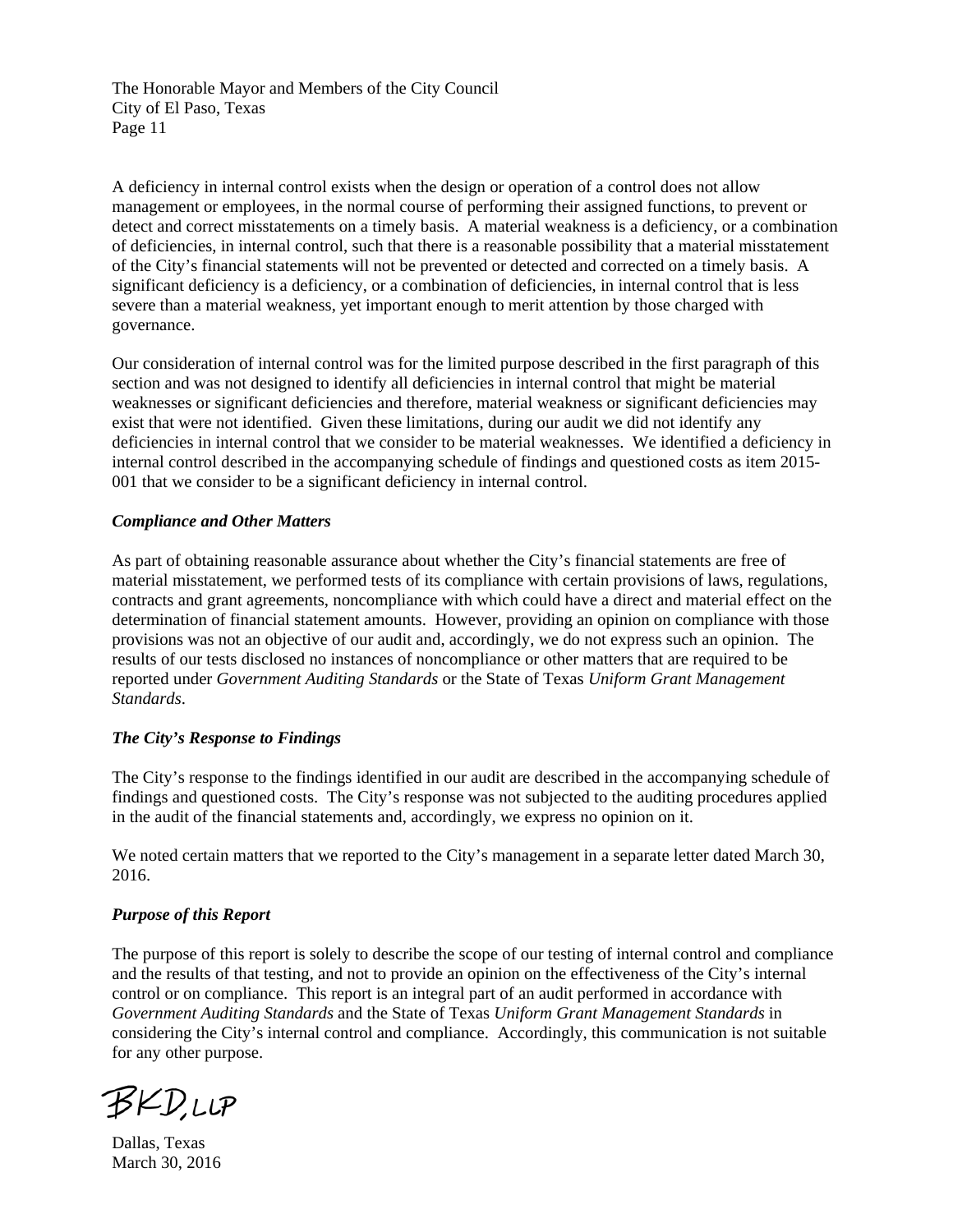The Honorable Mayor and Members of the City Council
City of El Paso, Texas

A deficiency in internal control exists when the design or operation of a control does not allow management or employees, in the normal course of performing their assigned functions, to prevent or detect and correct misstatements on a timely basis. A material weakness is a deficiency, or a combination of deficiencies, in internal control, such that there is a reasonable possibility that a material misstatement of the City's financial statements will not be prevented or detected and corrected on a timely basis. A significant deficiency is a deficiency, or a combination of deficiencies, in internal control that is less severe than a material weakness, yet important enough to merit attention by those charged with governance.

Our consideration of internal control was for the limited purpose described in the first paragraph of this section and was not designed to identify all deficiencies in internal control that might be material weaknesses or significant deficiencies and therefore, material weakness or significant deficiencies may exist that were not identified. Given these limitations, during our audit we did not identify any deficiencies in internal control that we consider to be material weaknesses. We identified a deficiency in internal control described in the accompanying schedule of findings and questioned costs as item 2015-001 that we consider to be a significant deficiency in internal control.

### *Compliance and Other Matters*

As part of obtaining reasonable assurance about whether the City's financial statements are free of material misstatement, we performed tests of its compliance with certain provisions of laws, regulations, contracts and grant agreements, noncompliance with which could have a direct and material effect on the determination of financial statement amounts. However, providing an opinion on compliance with those provisions was not an objective of our audit and, accordingly, we do not express such an opinion. The results of our tests disclosed no instances of noncompliance or other matters that are required to be reported under *Government Auditing Standards* or the State of Texas *Uniform Grant Management Standards*.

### *The City's Response to Findings*

The City's response to the findings identified in our audit are described in the accompanying schedule of findings and questioned costs. The City's response was not subjected to the auditing procedures applied in the audit of the financial statements and, accordingly, we express no opinion on it.

We noted certain matters that we reported to the City's management in a separate letter dated March 30, 2016.

### *Purpose of this Report*

The purpose of this report is solely to describe the scope of our testing of internal control and compliance and the results of that testing, and not to provide an opinion on the effectiveness of the City's internal control or on compliance. This report is an integral part of an audit performed in accordance with *Government Auditing Standards* and the State of Texas *Uniform Grant Management Standards* in considering the City's internal control and compliance. Accordingly, this communication is not suitable for any other purpose.

BKD, LLP

Dallas, Texas
March 30, 2016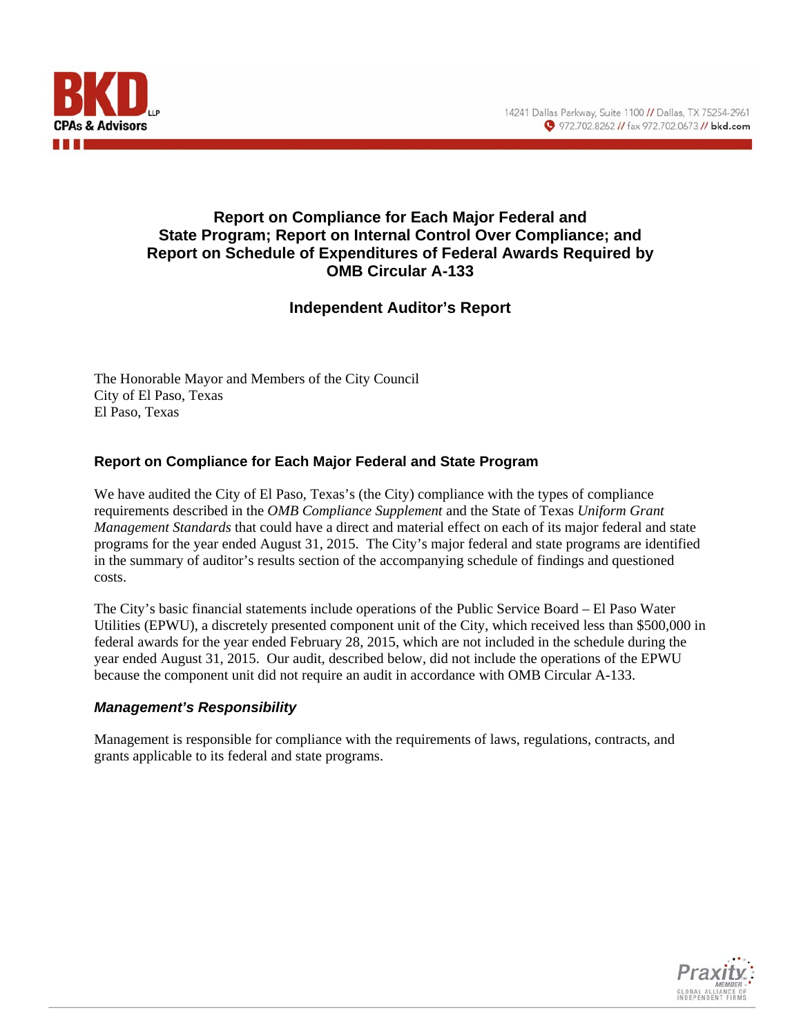# Report on Compliance for Each Major Federal and State Program; Report on Internal Control Over Compliance; and Report on Schedule of Expenditures of Federal Awards Required by OMB Circular A-133

## Independent Auditor's Report

The Honorable Mayor and Members of the City Council
City of El Paso, Texas
El Paso, Texas

### Report on Compliance for Each Major Federal and State Program

We have audited the City of El Paso, Texas's (the City) compliance with the types of compliance requirements described in the *OMB Compliance Supplement* and the State of Texas *Uniform Grant Management Standards* that could have a direct and material effect on each of its major federal and state programs for the year ended August 31, 2015. The City's major federal and state programs are identified in the summary of auditor's results section of the accompanying schedule of findings and questioned costs.

The City's basic financial statements include operations of the Public Service Board – El Paso Water Utilities (EPWU), a discretely presented component unit of the City, which received less than $500,000 in federal awards for the year ended February 28, 2015, which are not included in the schedule during the year ended August 31, 2015. Our audit, described below, did not include the operations of the EPWU because the component unit did not require an audit in accordance with OMB Circular A-133.

#### *Management's Responsibility*

Management is responsible for compliance with the requirements of laws, regulations, contracts, and grants applicable to its federal and state programs.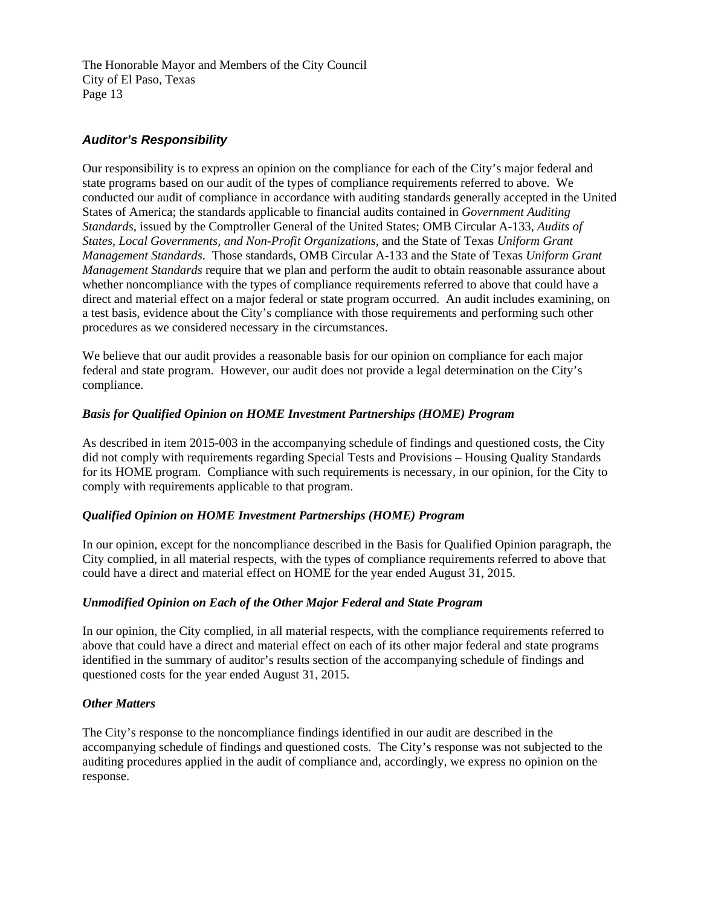### *Auditor's Responsibility*

Our responsibility is to express an opinion on the compliance for each of the City's major federal and state programs based on our audit of the types of compliance requirements referred to above. We conducted our audit of compliance in accordance with auditing standards generally accepted in the United States of America; the standards applicable to financial audits contained in *Government Auditing Standards*, issued by the Comptroller General of the United States; OMB Circular A-133, *Audits of States, Local Governments, and Non-Profit Organizations*, and the State of Texas *Uniform Grant Management Standards*. Those standards, OMB Circular A-133 and the State of Texas *Uniform Grant Management Standards* require that we plan and perform the audit to obtain reasonable assurance about whether noncompliance with the types of compliance requirements referred to above that could have a direct and material effect on a major federal or state program occurred. An audit includes examining, on a test basis, evidence about the City's compliance with those requirements and performing such other procedures as we considered necessary in the circumstances.

We believe that our audit provides a reasonable basis for our opinion on compliance for each major federal and state program. However, our audit does not provide a legal determination on the City's compliance.

### *Basis for Qualified Opinion on HOME Investment Partnerships (HOME) Program*

As described in item 2015-003 in the accompanying schedule of findings and questioned costs, the City did not comply with requirements regarding Special Tests and Provisions – Housing Quality Standards for its HOME program. Compliance with such requirements is necessary, in our opinion, for the City to comply with requirements applicable to that program.

### *Qualified Opinion on HOME Investment Partnerships (HOME) Program*

In our opinion, except for the noncompliance described in the Basis for Qualified Opinion paragraph, the City complied, in all material respects, with the types of compliance requirements referred to above that could have a direct and material effect on HOME for the year ended August 31, 2015.

### *Unmodified Opinion on Each of the Other Major Federal and State Program*

In our opinion, the City complied, in all material respects, with the compliance requirements referred to above that could have a direct and material effect on each of its other major federal and state programs identified in the summary of auditor's results section of the accompanying schedule of findings and questioned costs for the year ended August 31, 2015.

### *Other Matters*

The City's response to the noncompliance findings identified in our audit are described in the accompanying schedule of findings and questioned costs. The City's response was not subjected to the auditing procedures applied in the audit of compliance and, accordingly, we express no opinion on the response.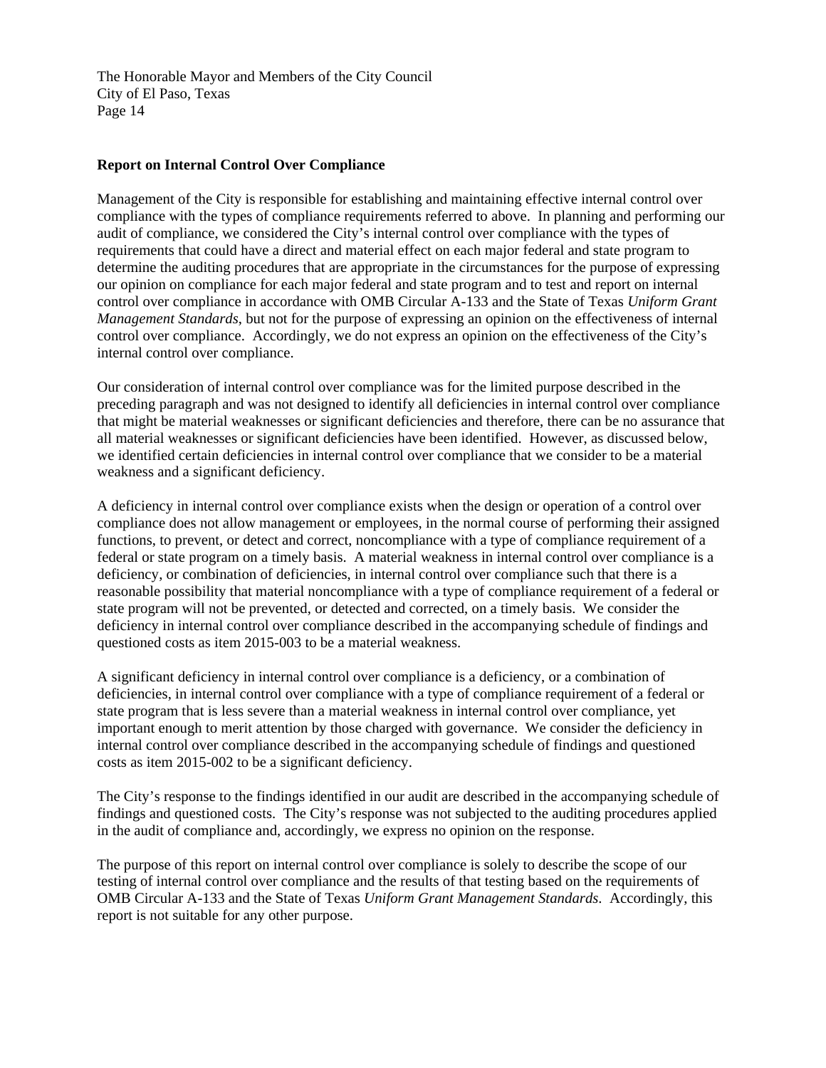**Report on Internal Control Over Compliance**

Management of the City is responsible for establishing and maintaining effective internal control over compliance with the types of compliance requirements referred to above. In planning and performing our audit of compliance, we considered the City's internal control over compliance with the types of requirements that could have a direct and material effect on each major federal and state program to determine the auditing procedures that are appropriate in the circumstances for the purpose of expressing our opinion on compliance for each major federal and state program and to test and report on internal control over compliance in accordance with OMB Circular A-133 and the State of Texas *Uniform Grant Management Standards*, but not for the purpose of expressing an opinion on the effectiveness of internal control over compliance. Accordingly, we do not express an opinion on the effectiveness of the City's internal control over compliance.

Our consideration of internal control over compliance was for the limited purpose described in the preceding paragraph and was not designed to identify all deficiencies in internal control over compliance that might be material weaknesses or significant deficiencies and therefore, there can be no assurance that all material weaknesses or significant deficiencies have been identified. However, as discussed below, we identified certain deficiencies in internal control over compliance that we consider to be a material weakness and a significant deficiency.

A deficiency in internal control over compliance exists when the design or operation of a control over compliance does not allow management or employees, in the normal course of performing their assigned functions, to prevent, or detect and correct, noncompliance with a type of compliance requirement of a federal or state program on a timely basis. A material weakness in internal control over compliance is a deficiency, or combination of deficiencies, in internal control over compliance such that there is a reasonable possibility that material noncompliance with a type of compliance requirement of a federal or state program will not be prevented, or detected and corrected, on a timely basis. We consider the deficiency in internal control over compliance described in the accompanying schedule of findings and questioned costs as item 2015-003 to be a material weakness.

A significant deficiency in internal control over compliance is a deficiency, or a combination of deficiencies, in internal control over compliance with a type of compliance requirement of a federal or state program that is less severe than a material weakness in internal control over compliance, yet important enough to merit attention by those charged with governance. We consider the deficiency in internal control over compliance described in the accompanying schedule of findings and questioned costs as item 2015-002 to be a significant deficiency.

The City's response to the findings identified in our audit are described in the accompanying schedule of findings and questioned costs. The City's response was not subjected to the auditing procedures applied in the audit of compliance and, accordingly, we express no opinion on the response.

The purpose of this report on internal control over compliance is solely to describe the scope of our testing of internal control over compliance and the results of that testing based on the requirements of OMB Circular A-133 and the State of Texas *Uniform Grant Management Standards*. Accordingly, this report is not suitable for any other purpose.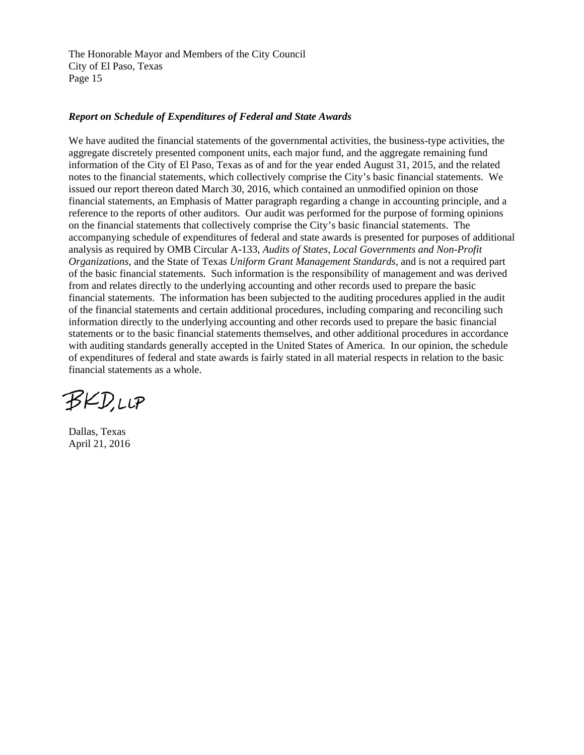The Honorable Mayor and Members of the City Council
City of El Paso, Texas
Page 15

***Report on Schedule of Expenditures of Federal and State Awards***

We have audited the financial statements of the governmental activities, the business-type activities, the aggregate discretely presented component units, each major fund, and the aggregate remaining fund information of the City of El Paso, Texas as of and for the year ended August 31, 2015, and the related notes to the financial statements, which collectively comprise the City's basic financial statements. We issued our report thereon dated March 30, 2016, which contained an unmodified opinion on those financial statements, an Emphasis of Matter paragraph regarding a change in accounting principle, and a reference to the reports of other auditors. Our audit was performed for the purpose of forming opinions on the financial statements that collectively comprise the City's basic financial statements. The accompanying schedule of expenditures of federal and state awards is presented for purposes of additional analysis as required by OMB Circular A-133, *Audits of States, Local Governments and Non-Profit Organizations*, and the State of Texas *Uniform Grant Management Standards*, and is not a required part of the basic financial statements. Such information is the responsibility of management and was derived from and relates directly to the underlying accounting and other records used to prepare the basic financial statements. The information has been subjected to the auditing procedures applied in the audit of the financial statements and certain additional procedures, including comparing and reconciling such information directly to the underlying accounting and other records used to prepare the basic financial statements or to the basic financial statements themselves, and other additional procedures in accordance with auditing standards generally accepted in the United States of America. In our opinion, the schedule of expenditures of federal and state awards is fairly stated in all material respects in relation to the basic financial statements as a whole.

BKD, LLP

Dallas, Texas
April 21, 2016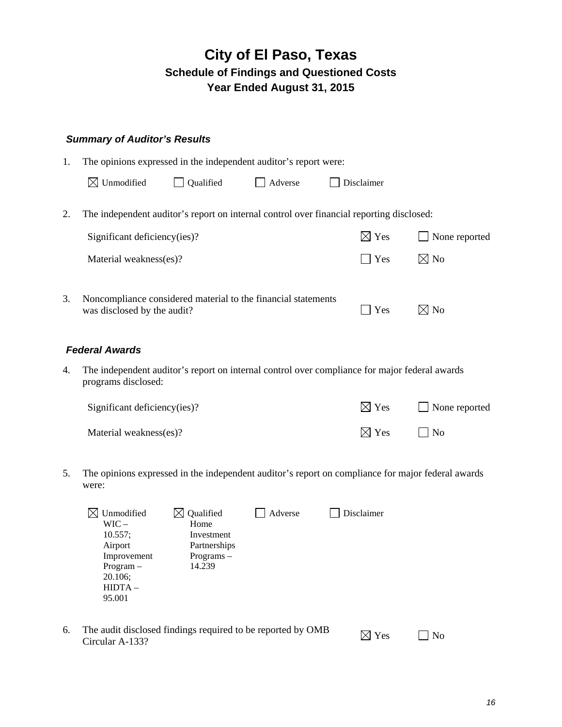# City of El Paso, Texas

## Schedule of Findings and Questioned Costs

## Year Ended August 31, 2015

***Summary of Auditor's Results***

1. The opinions expressed in the independent auditor's report were:

   ☒ Unmodified ☐ Qualified ☐ Adverse ☐ Disclaimer

2. The independent auditor's report on internal control over financial reporting disclosed:

| | | |
|---|---|---|
| Significant deficiency(ies)? | ☒ Yes | ☐ None reported |
| Material weakness(es)? | ☐ Yes | ☒ No |

3. Noncompliance considered material to the financial statements was disclosed by the audit? ☐ Yes ☒ No

***Federal Awards***

4. The independent auditor's report on internal control over compliance for major federal awards programs disclosed:

| | | |
|---|---|---|
| Significant deficiency(ies)? | ☒ Yes | ☐ None reported |
| Material weakness(es)? | ☒ Yes | ☐ No |

5. The opinions expressed in the independent auditor's report on compliance for major federal awards were:

| ☒ Unmodified | ☒ Qualified | ☐ Adverse | ☐ Disclaimer |
|---|---|---|---|
| WIC – 10.557; Airport Improvement Program – 20.106; HIDTA – 95.001 | Home Investment Partnerships Programs – 14.239 | | |

6. The audit disclosed findings required to be reported by OMB Circular A-133? ☒ Yes ☐ No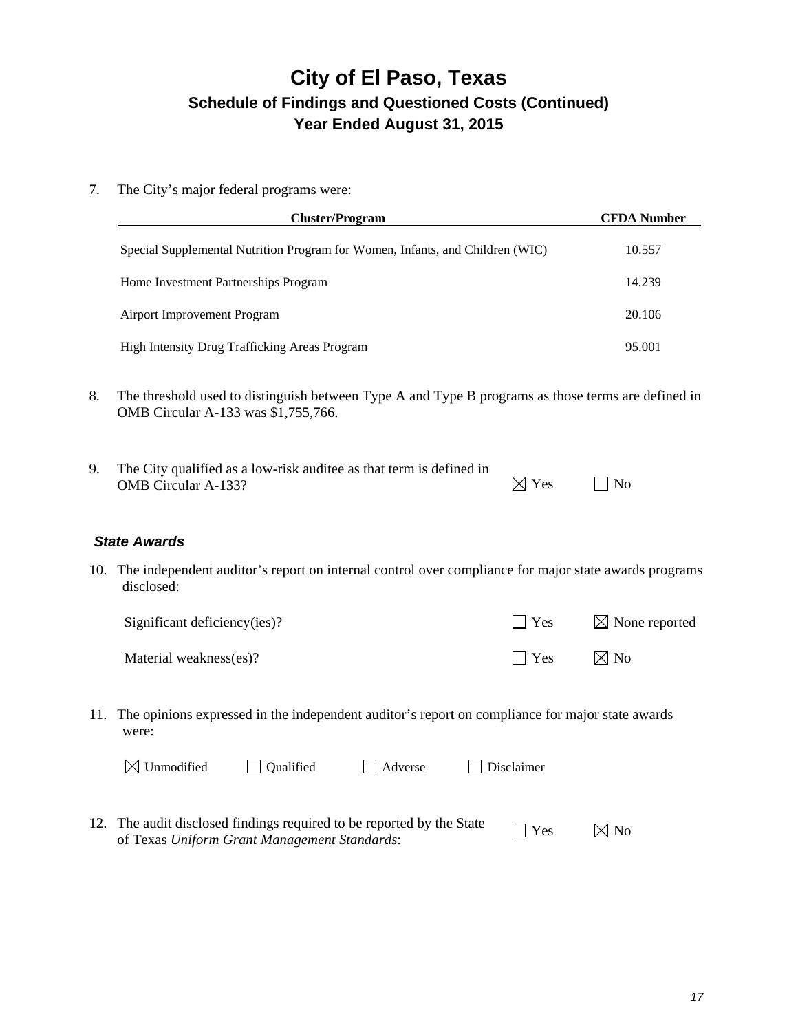# City of El Paso, Texas

## Schedule of Findings and Questioned Costs (Continued)

## Year Ended August 31, 2015

7. The City's major federal programs were:

| Cluster/Program | CFDA Number |
|---|---|
| Special Supplemental Nutrition Program for Women, Infants, and Children (WIC) | 10.557 |
| Home Investment Partnerships Program | 14.239 |
| Airport Improvement Program | 20.106 |
| High Intensity Drug Trafficking Areas Program | 95.001 |

8. The threshold used to distinguish between Type A and Type B programs as those terms are defined in OMB Circular A-133 was $1,755,766.

9. The City qualified as a low-risk auditee as that term is defined in OMB Circular A-133? ☒ Yes ☐ No

### *State Awards*

10. The independent auditor's report on internal control over compliance for major state awards programs disclosed:

    Significant deficiency(ies)? ☐ Yes ☒ None reported

    Material weakness(es)? ☐ Yes ☒ No

11. The opinions expressed in the independent auditor's report on compliance for major state awards were:

    ☒ Unmodified ☐ Qualified ☐ Adverse ☐ Disclaimer

12. The audit disclosed findings required to be reported by the State of Texas *Uniform Grant Management Standards*: ☐ Yes ☒ No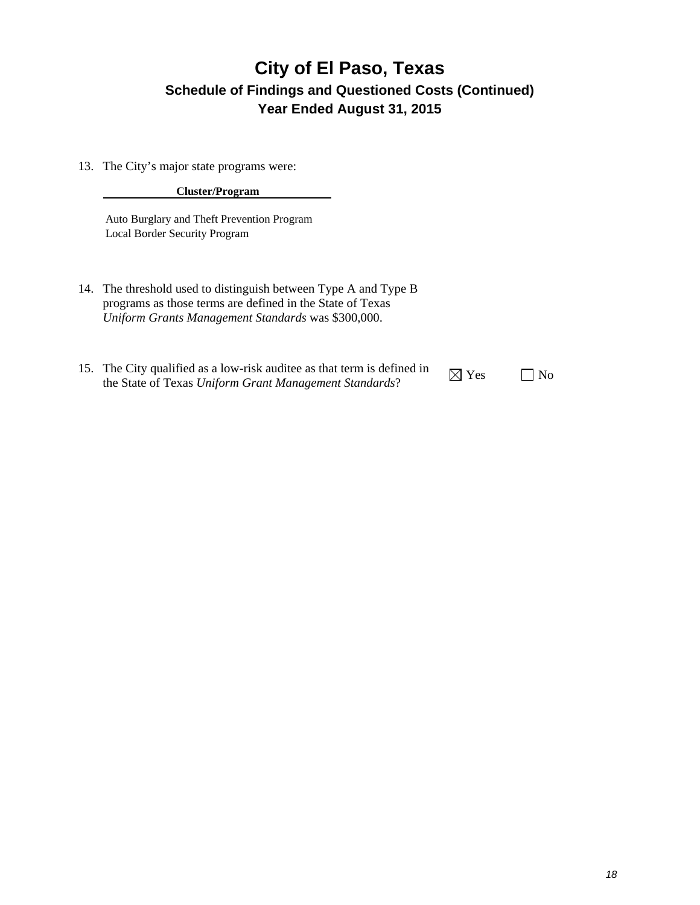# City of El Paso, Texas

## Schedule of Findings and Questioned Costs (Continued)

## Year Ended August 31, 2015

13. The City's major state programs were:

| Cluster/Program |
|---|
| Auto Burglary and Theft Prevention Program |
| Local Border Security Program |

14. The threshold used to distinguish between Type A and Type B programs as those terms are defined in the State of Texas *Uniform Grants Management Standards* was $300,000.

15. The City qualified as a low-risk auditee as that term is defined in the State of Texas *Uniform Grant Management Standards*? ☒ Yes ☐ No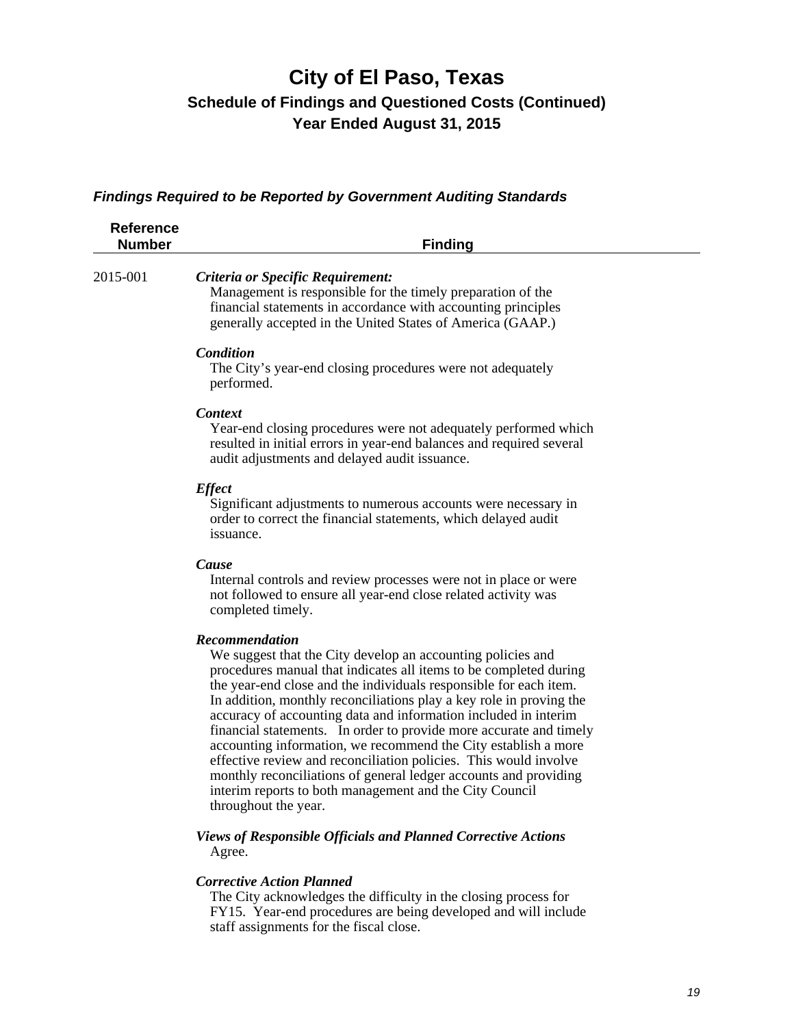# City of El Paso, Texas

## Schedule of Findings and Questioned Costs (Continued)

## Year Ended August 31, 2015

***Findings Required to be Reported by Government Auditing Standards***

| Reference Number | Finding |
|---|---|
| 2015-001 | ***Criteria or Specific Requirement:*** Management is responsible for the timely preparation of the financial statements in accordance with accounting principles generally accepted in the United States of America (GAAP.) |

***Condition***
The City's year-end closing procedures were not adequately performed.

***Context***
Year-end closing procedures were not adequately performed which resulted in initial errors in year-end balances and required several audit adjustments and delayed audit issuance.

***Effect***
Significant adjustments to numerous accounts were necessary in order to correct the financial statements, which delayed audit issuance.

***Cause***
Internal controls and review processes were not in place or were not followed to ensure all year-end close related activity was completed timely.

***Recommendation***
We suggest that the City develop an accounting policies and procedures manual that indicates all items to be completed during the year-end close and the individuals responsible for each item. In addition, monthly reconciliations play a key role in proving the accuracy of accounting data and information included in interim financial statements. In order to provide more accurate and timely accounting information, we recommend the City establish a more effective review and reconciliation policies. This would involve monthly reconciliations of general ledger accounts and providing interim reports to both management and the City Council throughout the year.

***Views of Responsible Officials and Planned Corrective Actions***
Agree.

***Corrective Action Planned***
The City acknowledges the difficulty in the closing process for FY15. Year-end procedures are being developed and will include staff assignments for the fiscal close.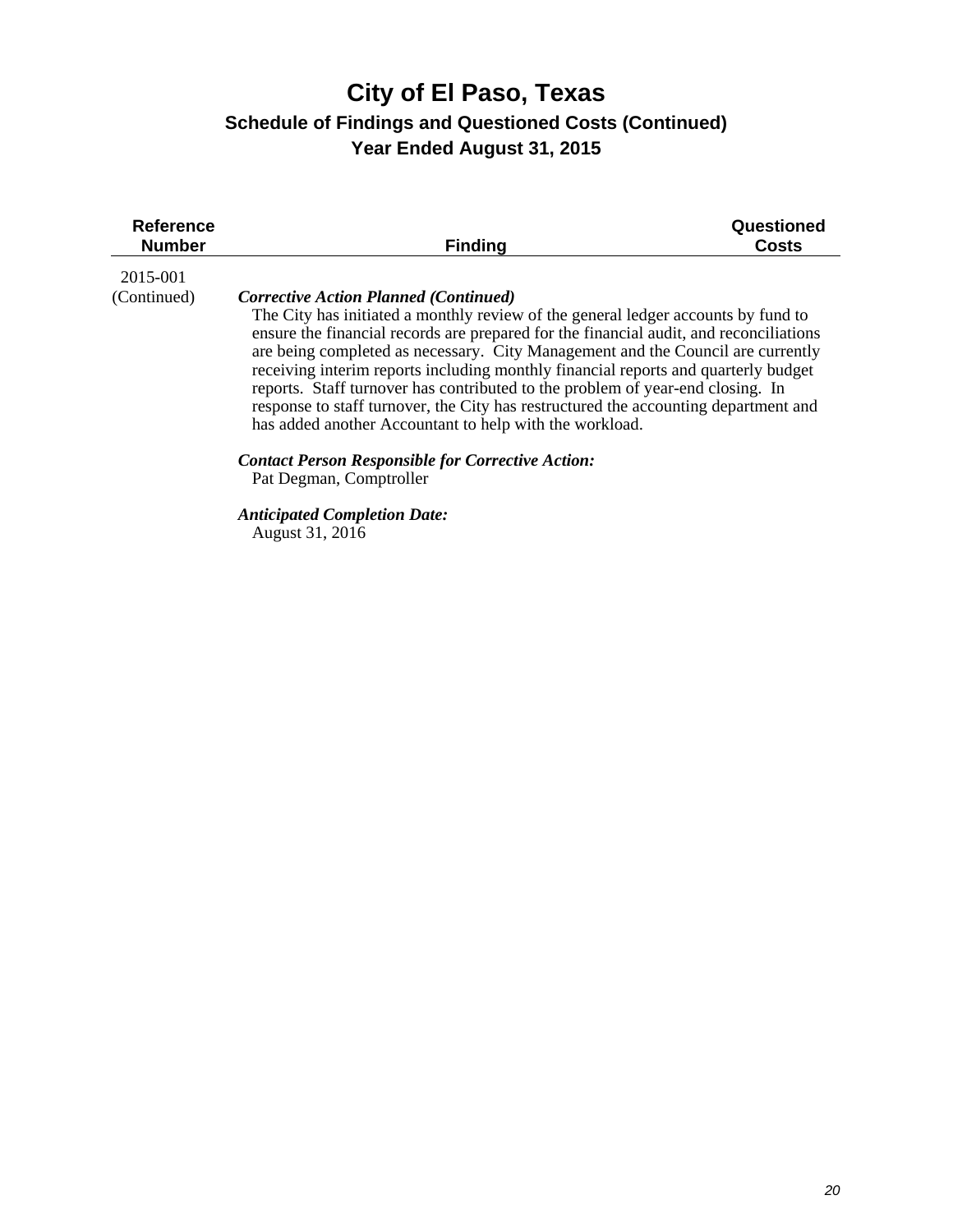# City of El Paso, Texas

## Schedule of Findings and Questioned Costs (Continued)

## Year Ended August 31, 2015

| Reference Number | Finding | Questioned Costs |
|---|---|---|
| 2015-001 (Continued) | ***Corrective Action Planned (Continued)*** The City has initiated a monthly review of the general ledger accounts by fund to ensure the financial records are prepared for the financial audit, and reconciliations are being completed as necessary. City Management and the Council are currently receiving interim reports including monthly financial reports and quarterly budget reports. Staff turnover has contributed to the problem of year-end closing. In response to staff turnover, the City has restructured the accounting department and has added another Accountant to help with the workload. | |
| | ***Contact Person Responsible for Corrective Action:*** Pat Degman, Comptroller | |
| | ***Anticipated Completion Date:*** August 31, 2016 | |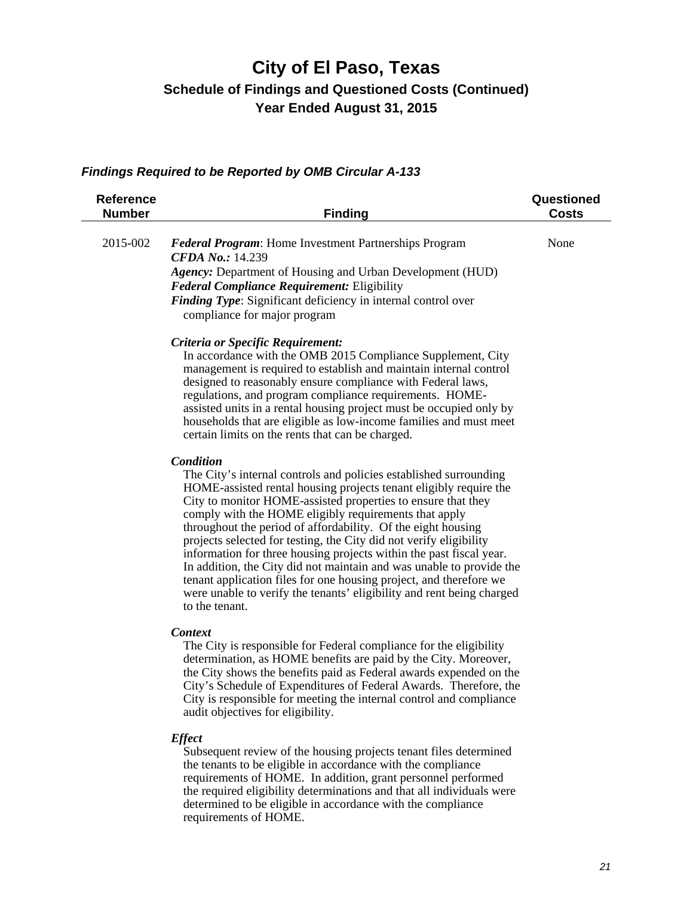# City of El Paso, Texas

## Schedule of Findings and Questioned Costs (Continued)

## Year Ended August 31, 2015

### *Findings Required to be Reported by OMB Circular A-133*

| Reference Number | Finding | Questioned Costs |
|---|---|---|
| 2015-002 | ***Federal Program***: Home Investment Partnerships Program<br>***CFDA No.:*** 14.239<br>***Agency:*** Department of Housing and Urban Development (HUD)<br>***Federal Compliance Requirement:*** Eligibility<br>***Finding Type***: Significant deficiency in internal control over compliance for major program | None |

***Criteria or Specific Requirement:***

In accordance with the OMB 2015 Compliance Supplement, City management is required to establish and maintain internal control designed to reasonably ensure compliance with Federal laws, regulations, and program compliance requirements. HOME-assisted units in a rental housing project must be occupied only by households that are eligible as low-income families and must meet certain limits on the rents that can be charged.

***Condition***

The City's internal controls and policies established surrounding HOME-assisted rental housing projects tenant eligibly require the City to monitor HOME-assisted properties to ensure that they comply with the HOME eligibly requirements that apply throughout the period of affordability. Of the eight housing projects selected for testing, the City did not verify eligibility information for three housing projects within the past fiscal year. In addition, the City did not maintain and was unable to provide the tenant application files for one housing project, and therefore we were unable to verify the tenants' eligibility and rent being charged to the tenant.

***Context***

The City is responsible for Federal compliance for the eligibility determination, as HOME benefits are paid by the City. Moreover, the City shows the benefits paid as Federal awards expended on the City's Schedule of Expenditures of Federal Awards. Therefore, the City is responsible for meeting the internal control and compliance audit objectives for eligibility.

***Effect***

Subsequent review of the housing projects tenant files determined the tenants to be eligible in accordance with the compliance requirements of HOME. In addition, grant personnel performed the required eligibility determinations and that all individuals were determined to be eligible in accordance with the compliance requirements of HOME.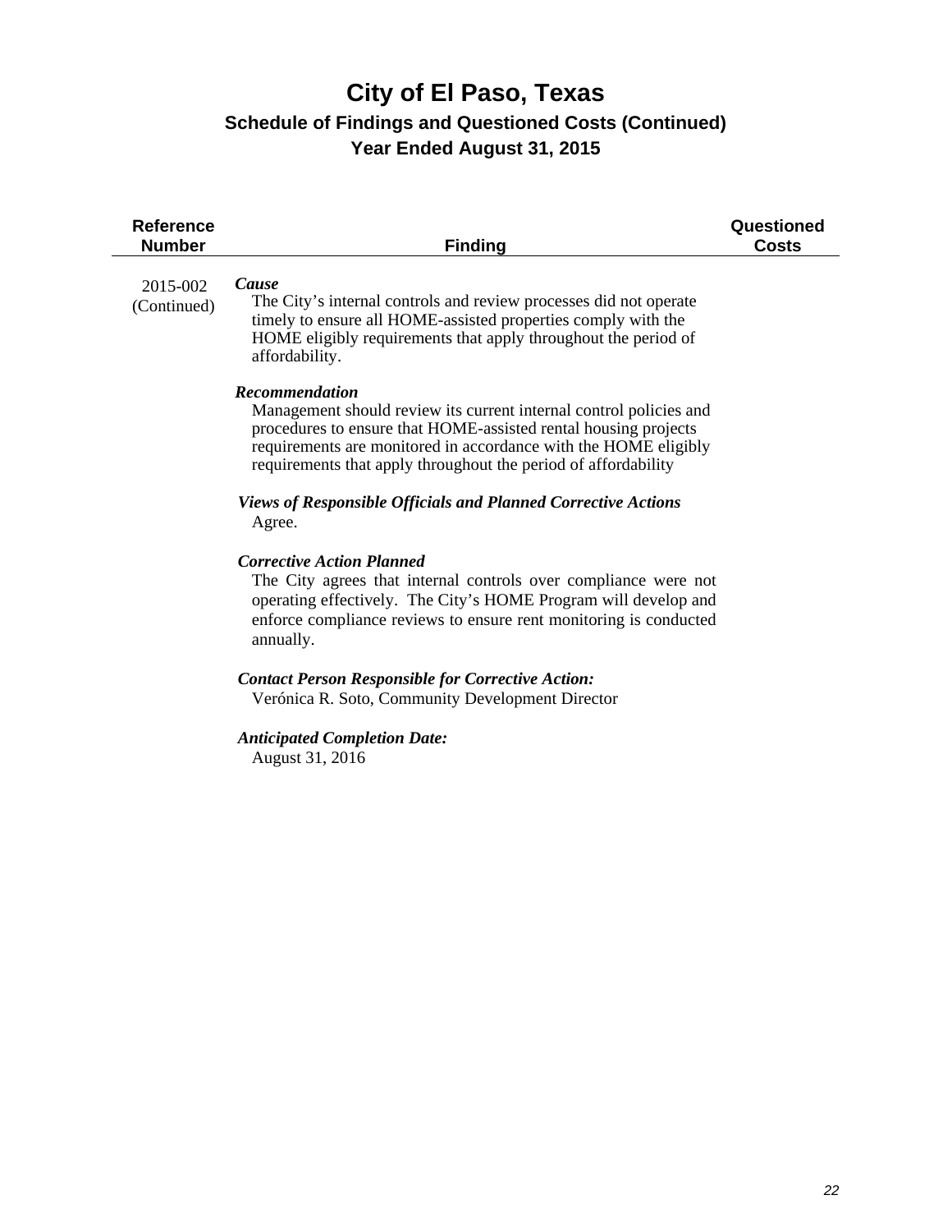# City of El Paso, Texas

## Schedule of Findings and Questioned Costs (Continued)

## Year Ended August 31, 2015

| Reference Number | Finding | Questioned Costs |
|---|---|---|
| 2015-002 (Continued) | ***Cause*** The City's internal controls and review processes did not operate timely to ensure all HOME-assisted properties comply with the HOME eligibly requirements that apply throughout the period of affordability. | |
| | ***Recommendation*** Management should review its current internal control policies and procedures to ensure that HOME-assisted rental housing projects requirements are monitored in accordance with the HOME eligibly requirements that apply throughout the period of affordability | |
| | ***Views of Responsible Officials and Planned Corrective Actions*** Agree. | |
| | ***Corrective Action Planned*** The City agrees that internal controls over compliance were not operating effectively. The City's HOME Program will develop and enforce compliance reviews to ensure rent monitoring is conducted annually. | |
| | ***Contact Person Responsible for Corrective Action:*** Verónica R. Soto, Community Development Director | |
| | ***Anticipated Completion Date:*** August 31, 2016 | |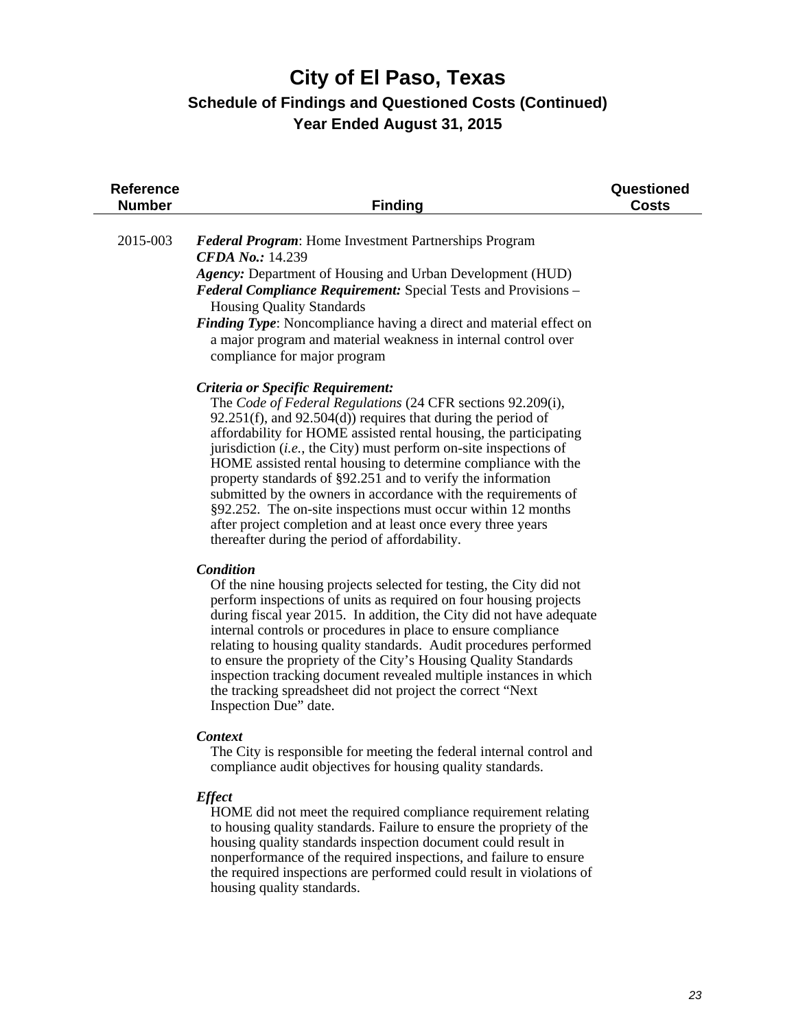# City of El Paso, Texas

## Schedule of Findings and Questioned Costs (Continued)

## Year Ended August 31, 2015

| Reference Number | Finding | Questioned Costs |
|---|---|---|
| 2015-003 | ***Federal Program***: Home Investment Partnerships Program | |

***CFDA No.:*** 14.239

***Agency:*** Department of Housing and Urban Development (HUD)

***Federal Compliance Requirement:*** Special Tests and Provisions – Housing Quality Standards

***Finding Type***: Noncompliance having a direct and material effect on a major program and material weakness in internal control over compliance for major program

***Criteria or Specific Requirement:***

The *Code of Federal Regulations* (24 CFR sections 92.209(i), 92.251(f), and 92.504(d)) requires that during the period of affordability for HOME assisted rental housing, the participating jurisdiction (*i.e.*, the City) must perform on-site inspections of HOME assisted rental housing to determine compliance with the property standards of §92.251 and to verify the information submitted by the owners in accordance with the requirements of §92.252. The on-site inspections must occur within 12 months after project completion and at least once every three years thereafter during the period of affordability.

***Condition***

Of the nine housing projects selected for testing, the City did not perform inspections of units as required on four housing projects during fiscal year 2015. In addition, the City did not have adequate internal controls or procedures in place to ensure compliance relating to housing quality standards. Audit procedures performed to ensure the propriety of the City's Housing Quality Standards inspection tracking document revealed multiple instances in which the tracking spreadsheet did not project the correct "Next Inspection Due" date.

***Context***

The City is responsible for meeting the federal internal control and compliance audit objectives for housing quality standards.

***Effect***

HOME did not meet the required compliance requirement relating to housing quality standards. Failure to ensure the propriety of the housing quality standards inspection document could result in nonperformance of the required inspections, and failure to ensure the required inspections are performed could result in violations of housing quality standards.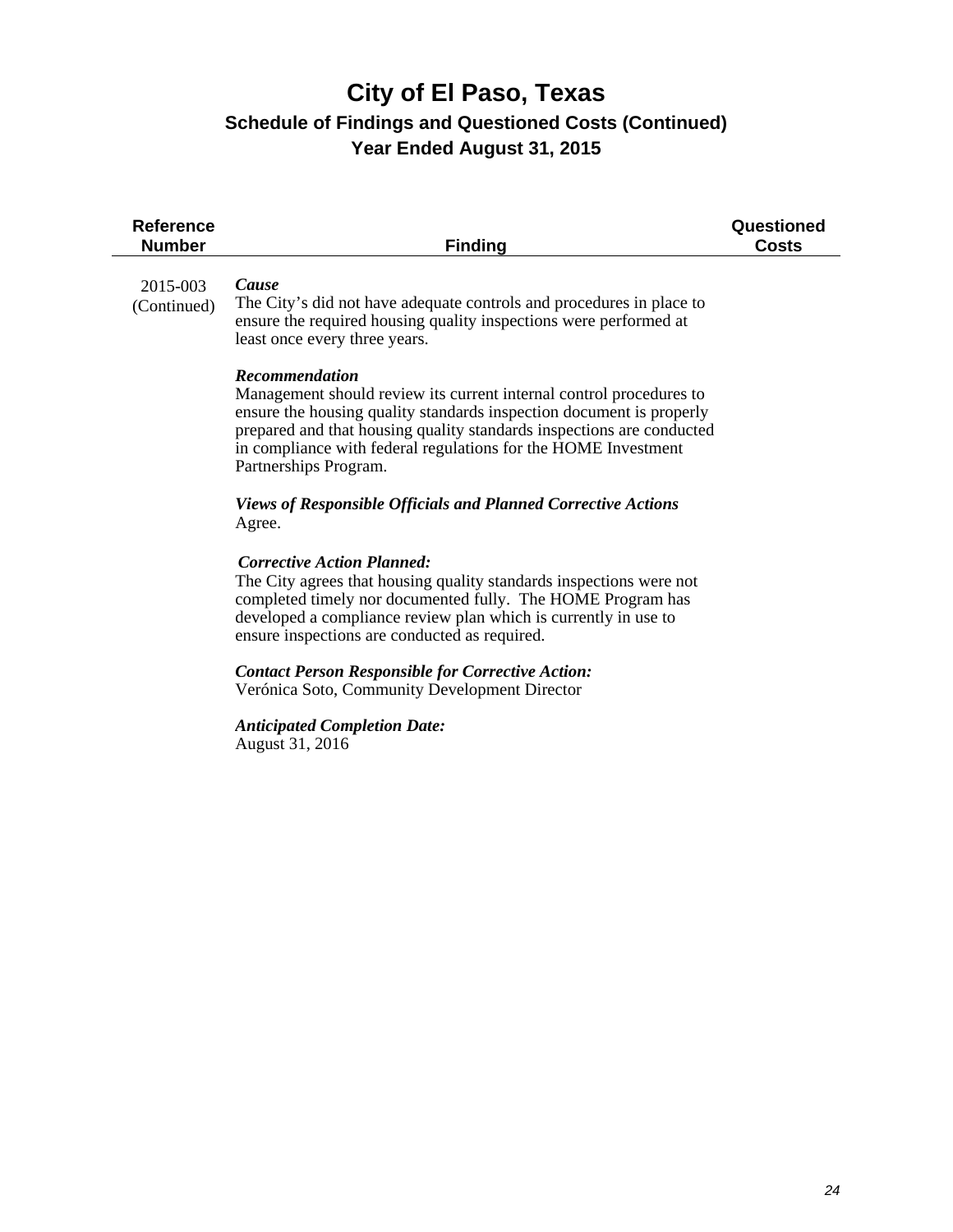# City of El Paso, Texas

## Schedule of Findings and Questioned Costs (Continued)

## Year Ended August 31, 2015

| Reference Number | Finding | Questioned Costs |
|---|---|---|
| 2015-003 (Continued) | ***Cause*** The City's did not have adequate controls and procedures in place to ensure the required housing quality inspections were performed at least once every three years. | |

***Recommendation***
Management should review its current internal control procedures to ensure the housing quality standards inspection document is properly prepared and that housing quality standards inspections are conducted in compliance with federal regulations for the HOME Investment Partnerships Program.

***Views of Responsible Officials and Planned Corrective Actions***
Agree.

***Corrective Action Planned:***
The City agrees that housing quality standards inspections were not completed timely nor documented fully. The HOME Program has developed a compliance review plan which is currently in use to ensure inspections are conducted as required.

***Contact Person Responsible for Corrective Action:***
Verónica Soto, Community Development Director

***Anticipated Completion Date:***
August 31, 2016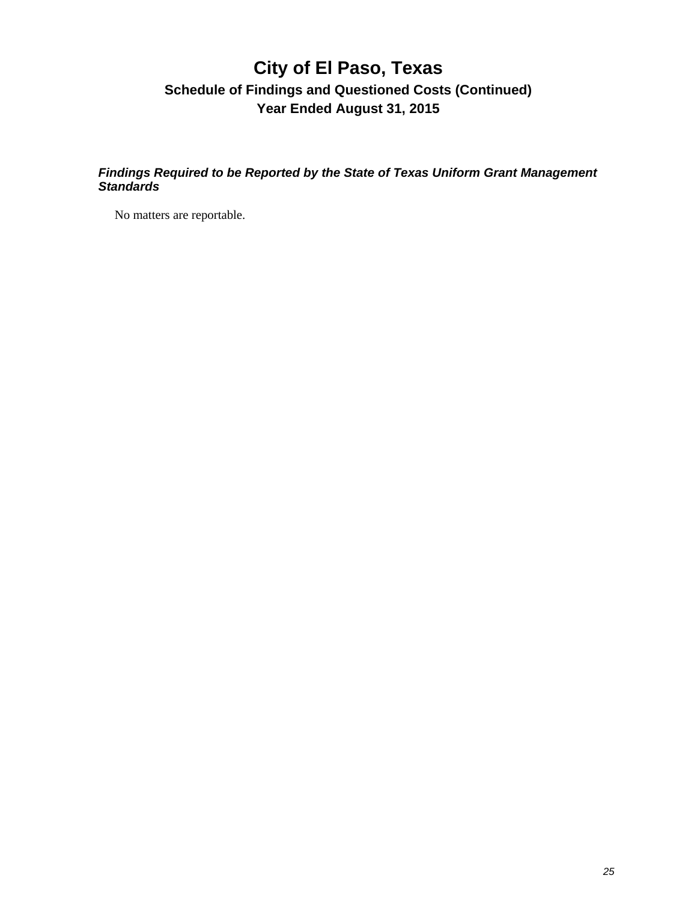# City of El Paso, Texas

## Schedule of Findings and Questioned Costs (Continued)

## Year Ended August 31, 2015

***Findings Required to be Reported by the State of Texas Uniform Grant Management Standards***

No matters are reportable.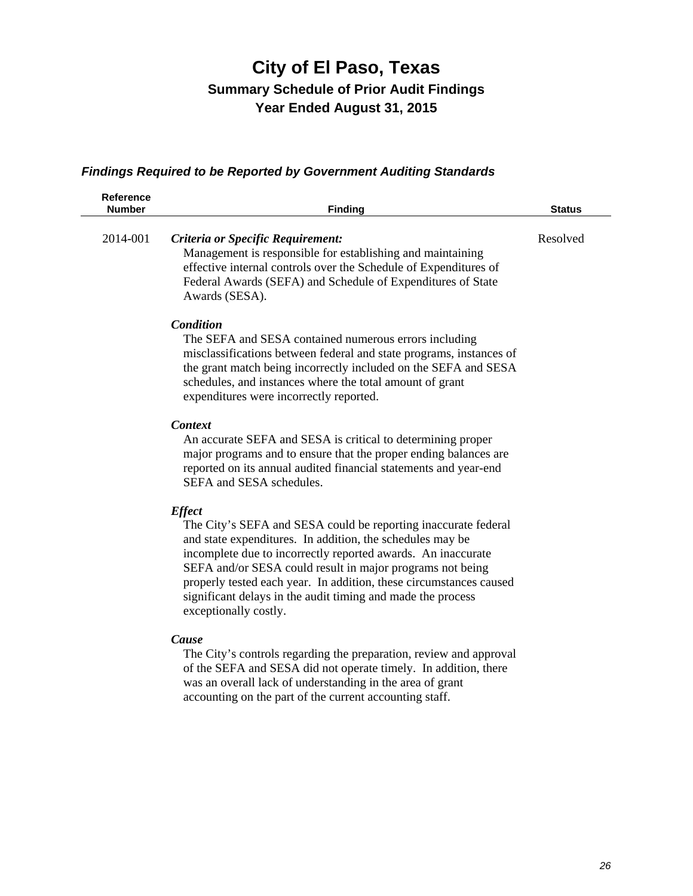# City of El Paso, Texas
## Summary Schedule of Prior Audit Findings
## Year Ended August 31, 2015

### *Findings Required to be Reported by Government Auditing Standards*

| Reference Number | Finding | Status |
|---|---|---|
| 2014-001 | ***Criteria or Specific Requirement:*** Management is responsible for establishing and maintaining effective internal controls over the Schedule of Expenditures of Federal Awards (SEFA) and Schedule of Expenditures of State Awards (SESA).<br><br>***Condition*** The SEFA and SESA contained numerous errors including misclassifications between federal and state programs, instances of the grant match being incorrectly included on the SEFA and SESA schedules, and instances where the total amount of grant expenditures were incorrectly reported.<br><br>***Context*** An accurate SEFA and SESA is critical to determining proper major programs and to ensure that the proper ending balances are reported on its annual audited financial statements and year-end SEFA and SESA schedules.<br><br>***Effect*** The City's SEFA and SESA could be reporting inaccurate federal and state expenditures. In addition, the schedules may be incomplete due to incorrectly reported awards. An inaccurate SEFA and/or SESA could result in major programs not being properly tested each year. In addition, these circumstances caused significant delays in the audit timing and made the process exceptionally costly.<br><br>***Cause*** The City's controls regarding the preparation, review and approval of the SEFA and SESA did not operate timely. In addition, there was an overall lack of understanding in the area of grant accounting on the part of the current accounting staff. | Resolved |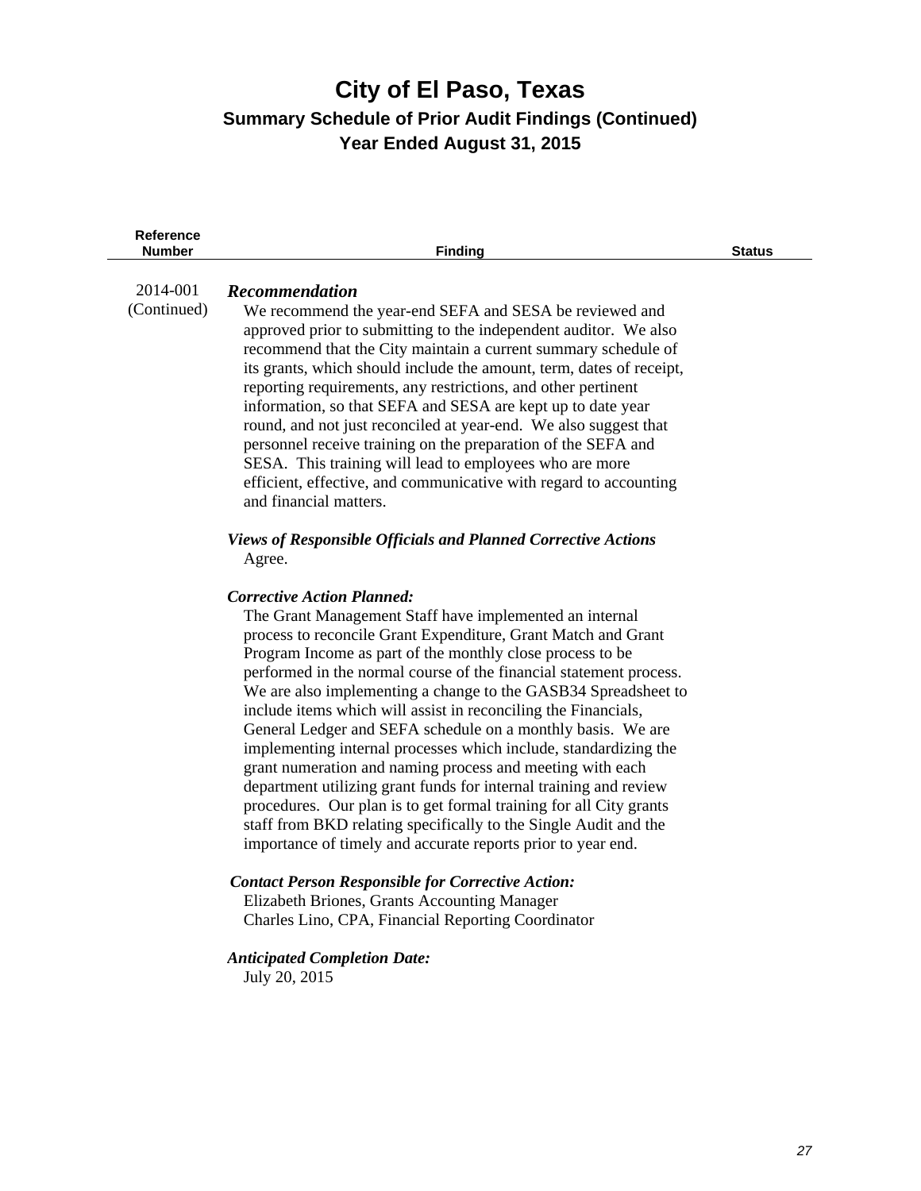# City of El Paso, Texas

## Summary Schedule of Prior Audit Findings (Continued)

## Year Ended August 31, 2015

| Reference Number | Finding | Status |
|---|---|---|
| 2014-001 (Continued) | ***Recommendation*** | |

We recommend the year-end SEFA and SESA be reviewed and approved prior to submitting to the independent auditor. We also recommend that the City maintain a current summary schedule of its grants, which should include the amount, term, dates of receipt, reporting requirements, any restrictions, and other pertinent information, so that SEFA and SESA are kept up to date year round, and not just reconciled at year-end. We also suggest that personnel receive training on the preparation of the SEFA and SESA. This training will lead to employees who are more efficient, effective, and communicative with regard to accounting and financial matters.

***Views of Responsible Officials and Planned Corrective Actions***

Agree.

***Corrective Action Planned:***

The Grant Management Staff have implemented an internal process to reconcile Grant Expenditure, Grant Match and Grant Program Income as part of the monthly close process to be performed in the normal course of the financial statement process. We are also implementing a change to the GASB34 Spreadsheet to include items which will assist in reconciling the Financials, General Ledger and SEFA schedule on a monthly basis. We are implementing internal processes which include, standardizing the grant numeration and naming process and meeting with each department utilizing grant funds for internal training and review procedures. Our plan is to get formal training for all City grants staff from BKD relating specifically to the Single Audit and the importance of timely and accurate reports prior to year end.

***Contact Person Responsible for Corrective Action:***

Elizabeth Briones, Grants Accounting Manager
Charles Lino, CPA, Financial Reporting Coordinator

***Anticipated Completion Date:***

July 20, 2015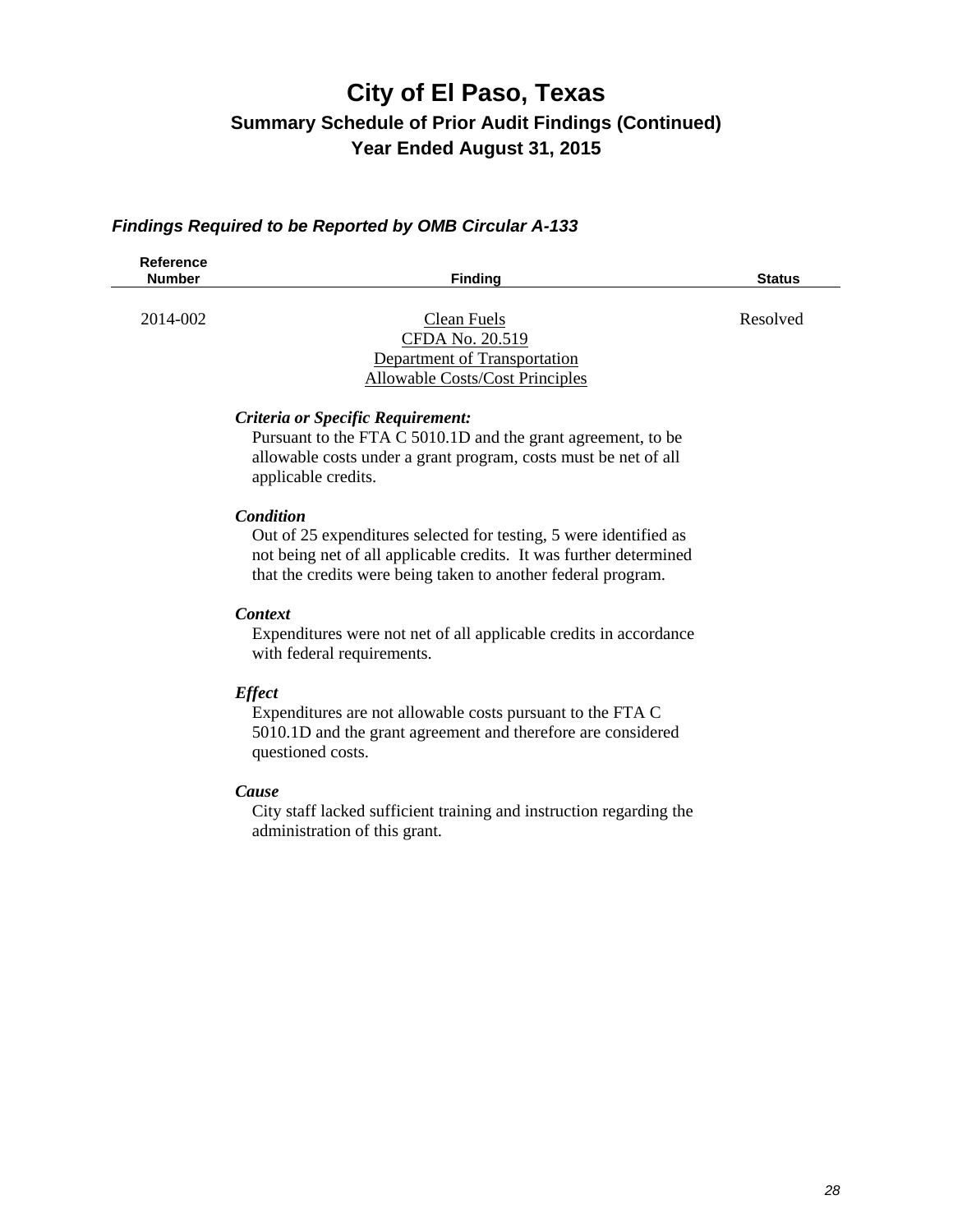# City of El Paso, Texas

## Summary Schedule of Prior Audit Findings (Continued)

## Year Ended August 31, 2015

### *Findings Required to be Reported by OMB Circular A-133*

| Reference Number | Finding | Status |
|---|---|---|
| 2014-002 | Clean Fuels<br>CFDA No. 20.519<br>Department of Transportation<br>Allowable Costs/Cost Principles | Resolved |

***Criteria or Specific Requirement:***

Pursuant to the FTA C 5010.1D and the grant agreement, to be allowable costs under a grant program, costs must be net of all applicable credits.

***Condition***

Out of 25 expenditures selected for testing, 5 were identified as not being net of all applicable credits. It was further determined that the credits were being taken to another federal program.

***Context***

Expenditures were not net of all applicable credits in accordance with federal requirements.

***Effect***

Expenditures are not allowable costs pursuant to the FTA C 5010.1D and the grant agreement and therefore are considered questioned costs.

***Cause***

City staff lacked sufficient training and instruction regarding the administration of this grant.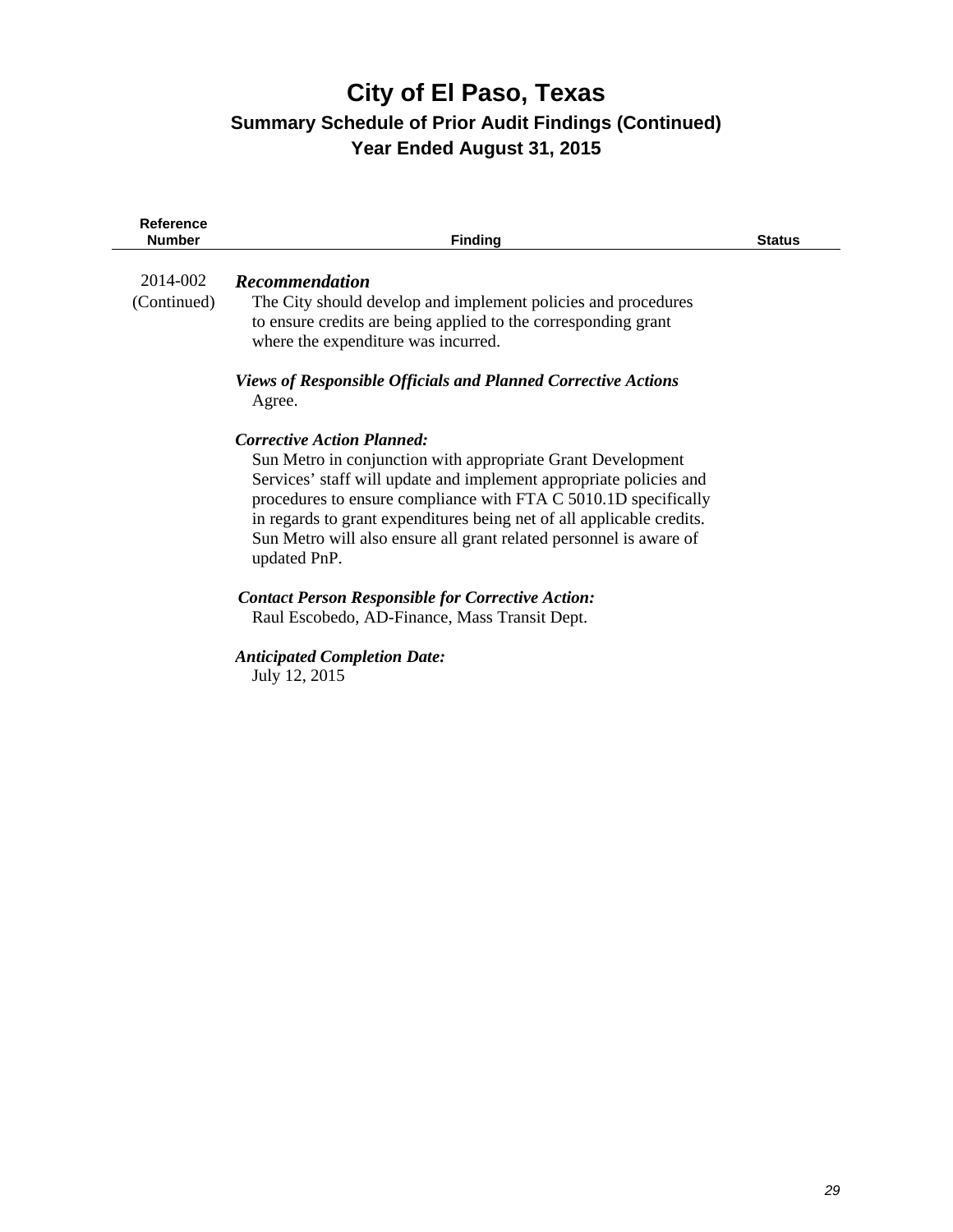# City of El Paso, Texas

## Summary Schedule of Prior Audit Findings (Continued)

## Year Ended August 31, 2015

| Reference Number | Finding | Status |
| --- | --- | --- |
| 2014-002 (Continued) | ***Recommendation***<br>The City should develop and implement policies and procedures to ensure credits are being applied to the corresponding grant where the expenditure was incurred.<br><br>***Views of Responsible Officials and Planned Corrective Actions***<br>Agree.<br><br>***Corrective Action Planned:***<br>Sun Metro in conjunction with appropriate Grant Development Services' staff will update and implement appropriate policies and procedures to ensure compliance with FTA C 5010.1D specifically in regards to grant expenditures being net of all applicable credits. Sun Metro will also ensure all grant related personnel is aware of updated PnP.<br><br>***Contact Person Responsible for Corrective Action:***<br>Raul Escobedo, AD-Finance, Mass Transit Dept.<br><br>***Anticipated Completion Date:***<br>July 12, 2015 | |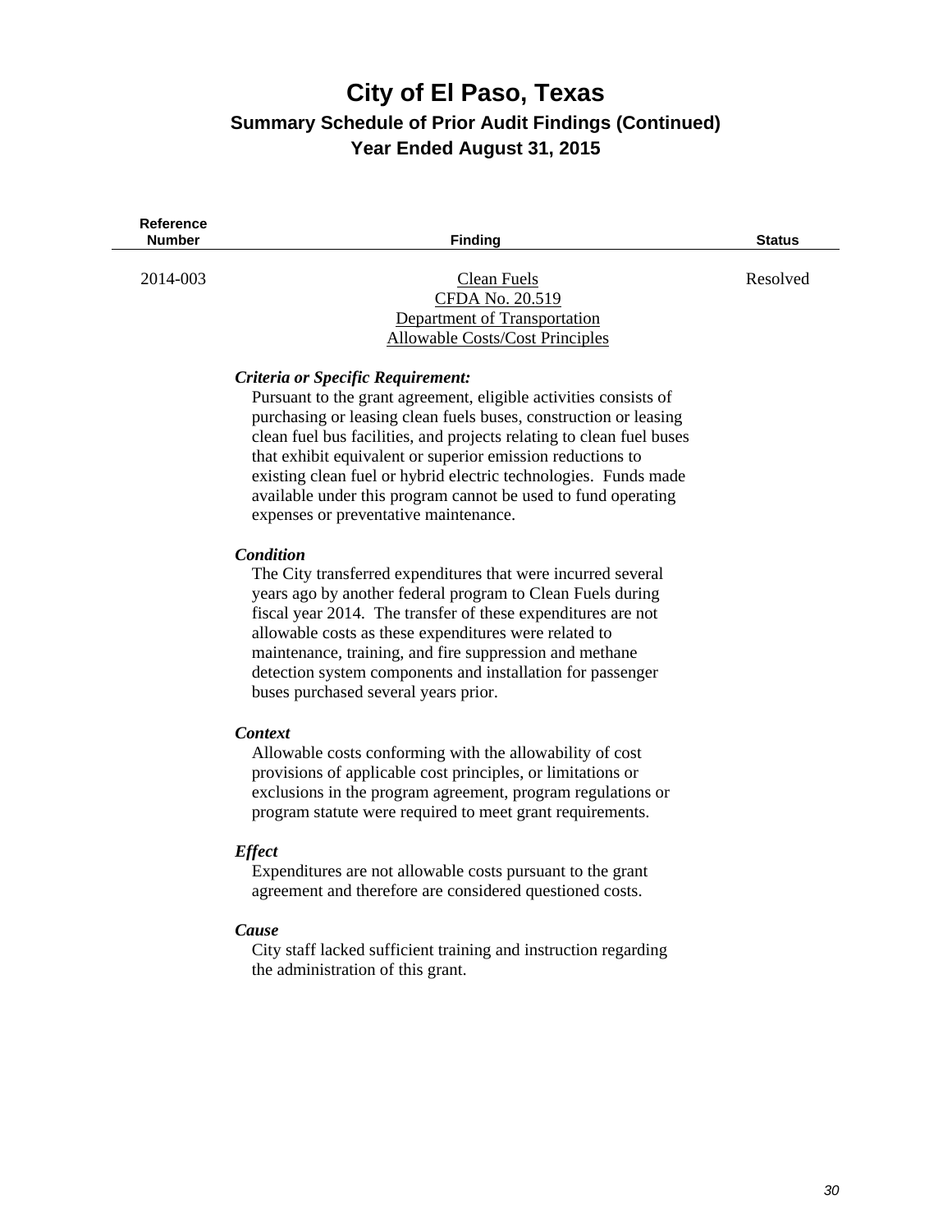# City of El Paso, Texas

## Summary Schedule of Prior Audit Findings (Continued)

## Year Ended August 31, 2015

| Reference Number | Finding | Status |
|---|---|---|
| 2014-003 | Clean Fuels<br>CFDA No. 20.519<br>Department of Transportation<br>Allowable Costs/Cost Principles | Resolved |

***Criteria or Specific Requirement:***

Pursuant to the grant agreement, eligible activities consists of purchasing or leasing clean fuels buses, construction or leasing clean fuel bus facilities, and projects relating to clean fuel buses that exhibit equivalent or superior emission reductions to existing clean fuel or hybrid electric technologies. Funds made available under this program cannot be used to fund operating expenses or preventative maintenance.

***Condition***

The City transferred expenditures that were incurred several years ago by another federal program to Clean Fuels during fiscal year 2014. The transfer of these expenditures are not allowable costs as these expenditures were related to maintenance, training, and fire suppression and methane detection system components and installation for passenger buses purchased several years prior.

***Context***

Allowable costs conforming with the allowability of cost provisions of applicable cost principles, or limitations or exclusions in the program agreement, program regulations or program statute were required to meet grant requirements.

***Effect***

Expenditures are not allowable costs pursuant to the grant agreement and therefore are considered questioned costs.

***Cause***

City staff lacked sufficient training and instruction regarding the administration of this grant.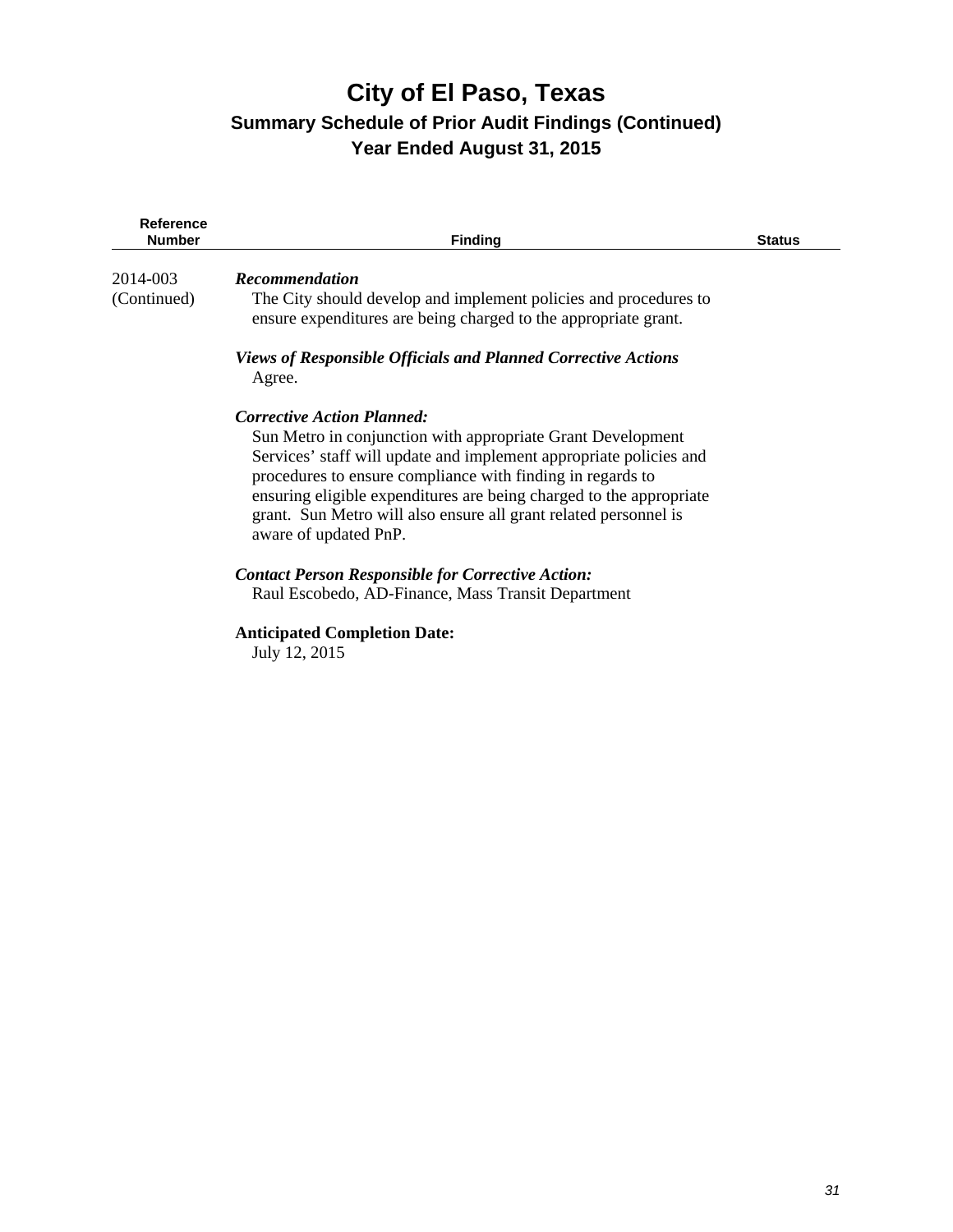# City of El Paso, Texas

## Summary Schedule of Prior Audit Findings (Continued)

## Year Ended August 31, 2015

| Reference Number | Finding | Status |
|---|---|---|
| 2014-003 (Continued) | ***Recommendation***<br>The City should develop and implement policies and procedures to ensure expenditures are being charged to the appropriate grant.<br><br>***Views of Responsible Officials and Planned Corrective Actions***<br>Agree.<br><br>***Corrective Action Planned:***<br>Sun Metro in conjunction with appropriate Grant Development Services' staff will update and implement appropriate policies and procedures to ensure compliance with finding in regards to ensuring eligible expenditures are being charged to the appropriate grant. Sun Metro will also ensure all grant related personnel is aware of updated PnP.<br><br>***Contact Person Responsible for Corrective Action:***<br>Raul Escobedo, AD-Finance, Mass Transit Department<br><br>**Anticipated Completion Date:**<br>July 12, 2015 | |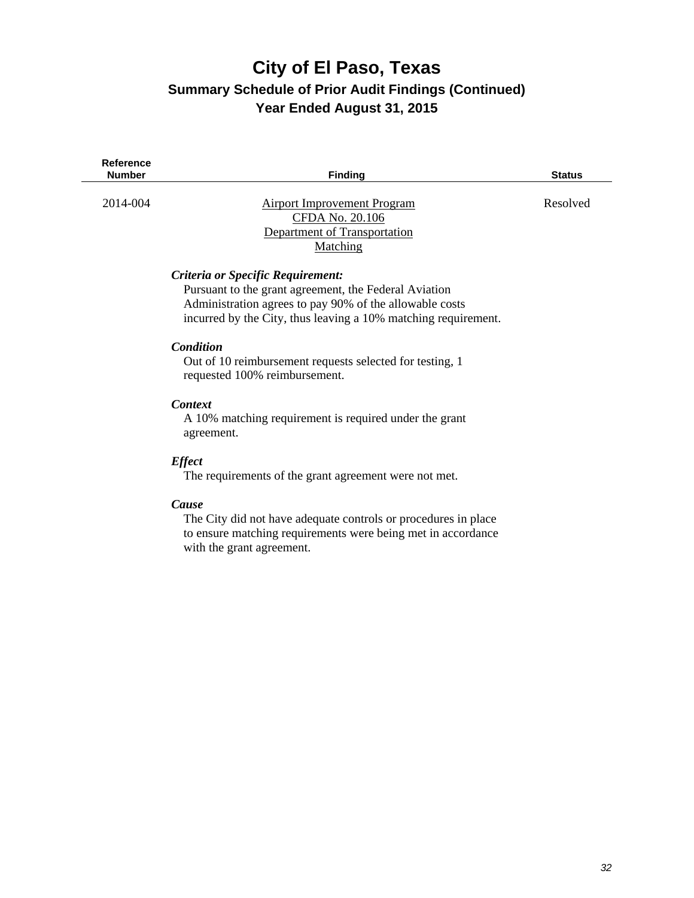# City of El Paso, Texas

## Summary Schedule of Prior Audit Findings (Continued)

## Year Ended August 31, 2015

| Reference Number | Finding | Status |
| --- | --- | --- |
| 2014-004 | Airport Improvement Program<br>CFDA No. 20.106<br>Department of Transportation<br>Matching | Resolved |

***Criteria or Specific Requirement:***
Pursuant to the grant agreement, the Federal Aviation Administration agrees to pay 90% of the allowable costs incurred by the City, thus leaving a 10% matching requirement.

***Condition***
Out of 10 reimbursement requests selected for testing, 1 requested 100% reimbursement.

***Context***
A 10% matching requirement is required under the grant agreement.

***Effect***
The requirements of the grant agreement were not met.

***Cause***
The City did not have adequate controls or procedures in place to ensure matching requirements were being met in accordance with the grant agreement.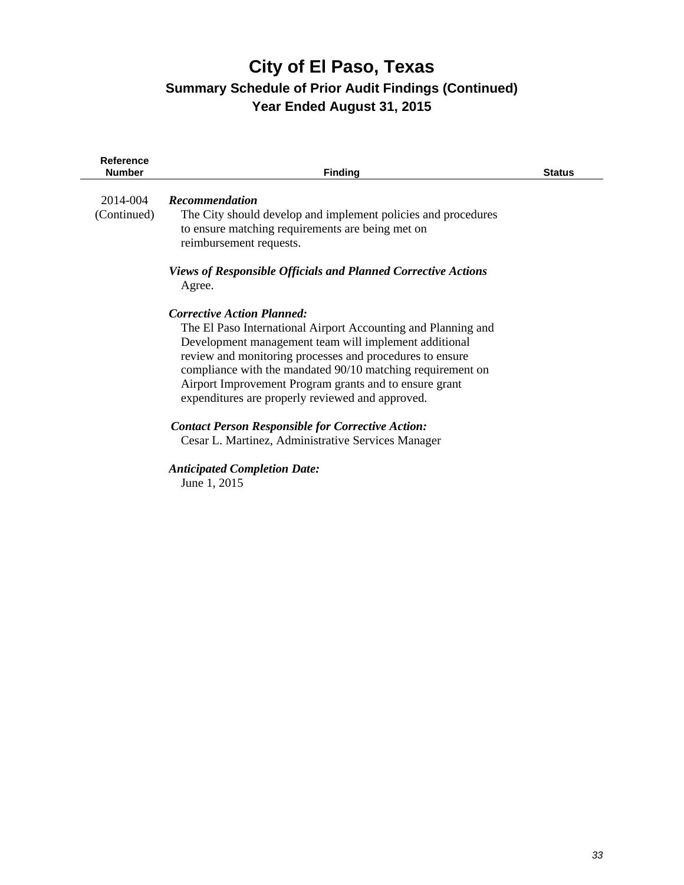# City of El Paso, Texas

## Summary Schedule of Prior Audit Findings (Continued)

## Year Ended August 31, 2015

| Reference Number | Finding | Status |
|---|---|---|
| 2014-004 (Continued) | ***Recommendation***<br>The City should develop and implement policies and procedures to ensure matching requirements are being met on reimbursement requests.<br><br>***Views of Responsible Officials and Planned Corrective Actions***<br>Agree.<br><br>***Corrective Action Planned:***<br>The El Paso International Airport Accounting and Planning and Development management team will implement additional review and monitoring processes and procedures to ensure compliance with the mandated 90/10 matching requirement on Airport Improvement Program grants and to ensure grant expenditures are properly reviewed and approved.<br><br>***Contact Person Responsible for Corrective Action:***<br>Cesar L. Martinez, Administrative Services Manager<br><br>***Anticipated Completion Date:***<br>June 1, 2015 | |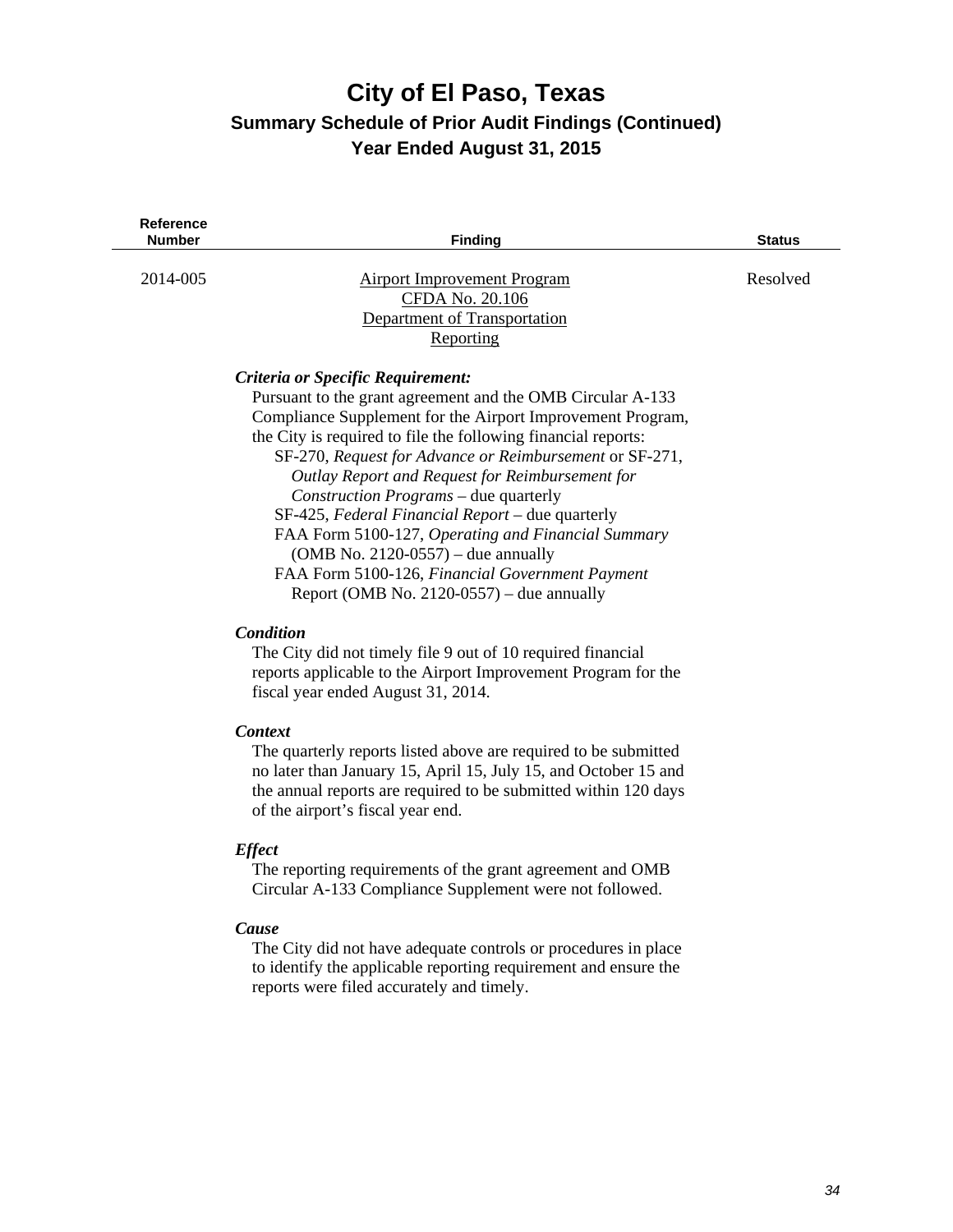# City of El Paso, Texas

## Summary Schedule of Prior Audit Findings (Continued)

## Year Ended August 31, 2015

| Reference Number | Finding | Status |
|---|---|---|
| 2014-005 | Airport Improvement Program<br>CFDA No. 20.106<br>Department of Transportation<br>Reporting | Resolved |

***Criteria or Specific Requirement:***

Pursuant to the grant agreement and the OMB Circular A-133 Compliance Supplement for the Airport Improvement Program, the City is required to file the following financial reports:

- SF-270, *Request for Advance or Reimbursement* or SF-271, *Outlay Report and Request for Reimbursement for Construction Programs* – due quarterly
- SF-425, *Federal Financial Report* – due quarterly
- FAA Form 5100-127, *Operating and Financial Summary* (OMB No. 2120-0557) – due annually
- FAA Form 5100-126, *Financial Government Payment* Report (OMB No. 2120-0557) – due annually

***Condition***

The City did not timely file 9 out of 10 required financial reports applicable to the Airport Improvement Program for the fiscal year ended August 31, 2014.

***Context***

The quarterly reports listed above are required to be submitted no later than January 15, April 15, July 15, and October 15 and the annual reports are required to be submitted within 120 days of the airport's fiscal year end.

***Effect***

The reporting requirements of the grant agreement and OMB Circular A-133 Compliance Supplement were not followed.

***Cause***

The City did not have adequate controls or procedures in place to identify the applicable reporting requirement and ensure the reports were filed accurately and timely.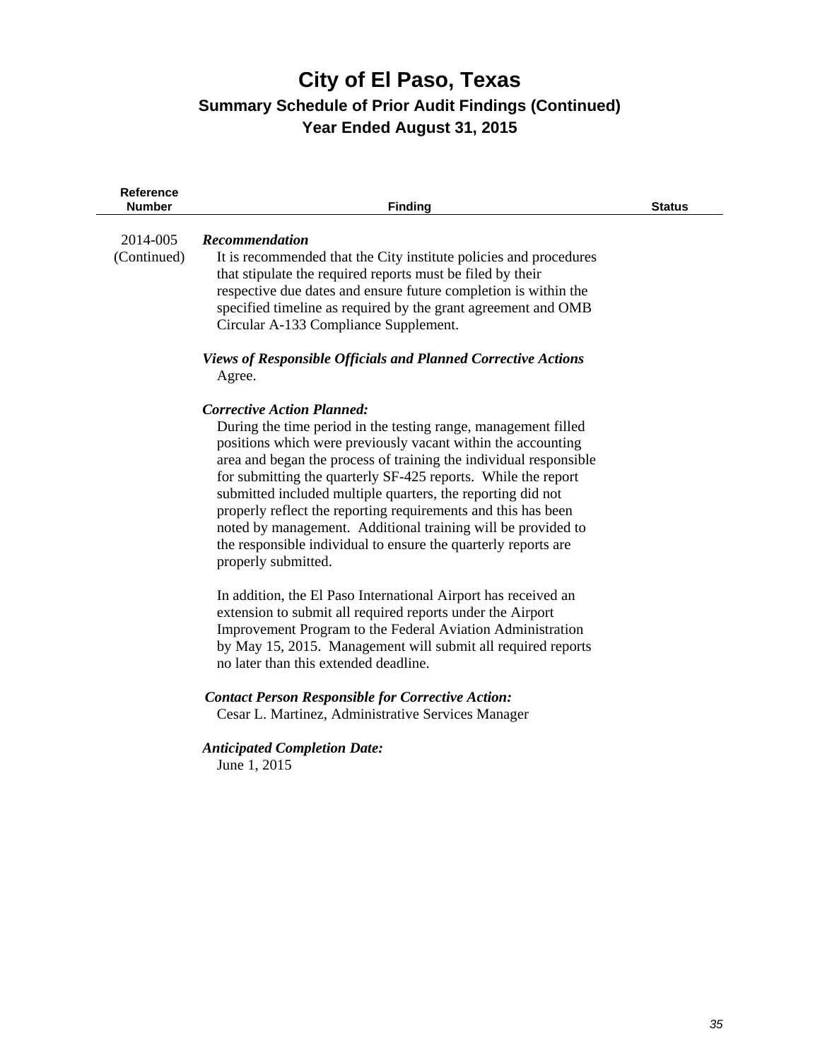# City of El Paso, Texas

## Summary Schedule of Prior Audit Findings (Continued)

## Year Ended August 31, 2015

| Reference Number | Finding | Status |
|---|---|---|
| 2014-005 (Continued) | ***Recommendation*** It is recommended that the City institute policies and procedures that stipulate the required reports must be filed by their respective due dates and ensure future completion is within the specified timeline as required by the grant agreement and OMB Circular A-133 Compliance Supplement. | |
| | ***Views of Responsible Officials and Planned Corrective Actions*** Agree. | |
| | ***Corrective Action Planned:*** During the time period in the testing range, management filled positions which were previously vacant within the accounting area and began the process of training the individual responsible for submitting the quarterly SF-425 reports. While the report submitted included multiple quarters, the reporting did not properly reflect the reporting requirements and this has been noted by management. Additional training will be provided to the responsible individual to ensure the quarterly reports are properly submitted. | |
| | In addition, the El Paso International Airport has received an extension to submit all required reports under the Airport Improvement Program to the Federal Aviation Administration by May 15, 2015. Management will submit all required reports no later than this extended deadline. | |
| | ***Contact Person Responsible for Corrective Action:*** Cesar L. Martinez, Administrative Services Manager | |
| | ***Anticipated Completion Date:*** June 1, 2015 | |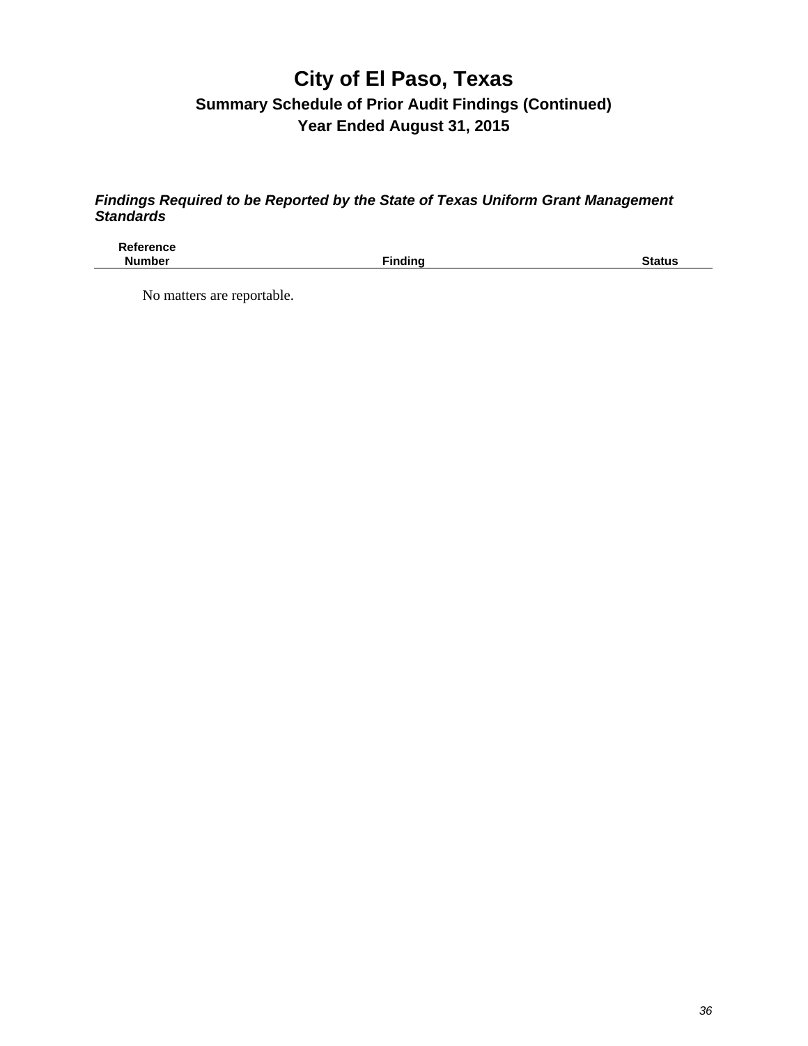# City of El Paso, Texas

## Summary Schedule of Prior Audit Findings (Continued)

## Year Ended August 31, 2015

***Findings Required to be Reported by the State of Texas Uniform Grant Management Standards***

| Reference Number | Finding | Status |
|---|---|---|

No matters are reportable.